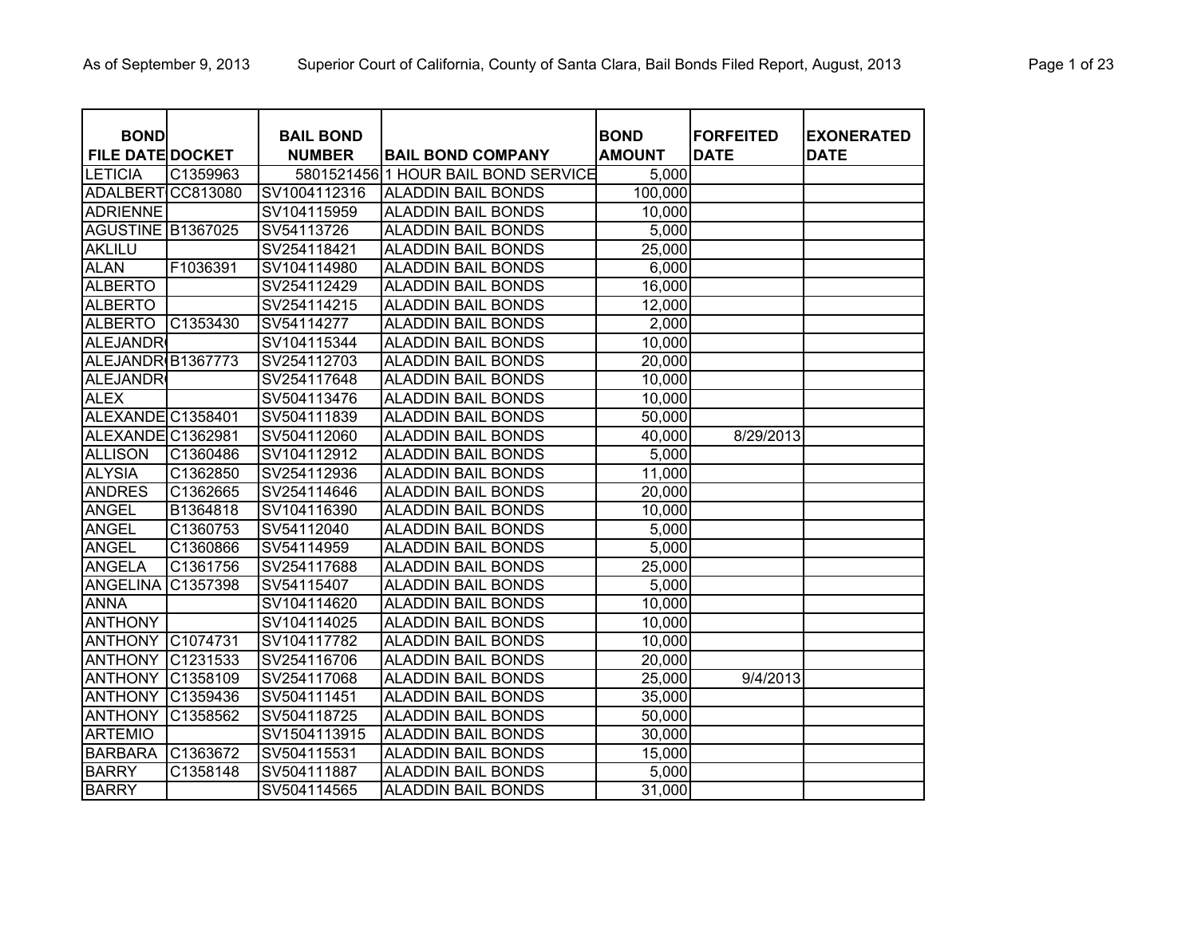| BOND FILE DATE | DOCKET | BAIL BOND NUMBER | BAIL BOND COMPANY | BOND AMOUNT | FORFEITED DATE | EXONERATED DATE |
|---|---|---|---|---|---|---|
| LETICIA | C1359963 | 5801521456 | 1 HOUR BAIL BOND SERVICE | 5,000 | | |
| ADALBERT | CC813080 | SV1004112316 | ALADDIN BAIL BONDS | 100,000 | | |
| ADRIENNE | | SV104115959 | ALADDIN BAIL BONDS | 10,000 | | |
| AGUSTINE | B1367025 | SV54113726 | ALADDIN BAIL BONDS | 5,000 | | |
| AKLILU | | SV254118421 | ALADDIN BAIL BONDS | 25,000 | | |
| ALAN | F1036391 | SV104114980 | ALADDIN BAIL BONDS | 6,000 | | |
| ALBERTO | | SV254112429 | ALADDIN BAIL BONDS | 16,000 | | |
| ALBERTO | | SV254114215 | ALADDIN BAIL BONDS | 12,000 | | |
| ALBERTO | C1353430 | SV54114277 | ALADDIN BAIL BONDS | 2,000 | | |
| ALEJANDR | | SV104115344 | ALADDIN BAIL BONDS | 10,000 | | |
| ALEJANDR | B1367773 | SV254112703 | ALADDIN BAIL BONDS | 20,000 | | |
| ALEJANDR | | SV254117648 | ALADDIN BAIL BONDS | 10,000 | | |
| ALEX | | SV504113476 | ALADDIN BAIL BONDS | 10,000 | | |
| ALEXANDE | C1358401 | SV504111839 | ALADDIN BAIL BONDS | 50,000 | | |
| ALEXANDE | C1362981 | SV504112060 | ALADDIN BAIL BONDS | 40,000 | 8/29/2013 | |
| ALLISON | C1360486 | SV104112912 | ALADDIN BAIL BONDS | 5,000 | | |
| ALYSIA | C1362850 | SV254112936 | ALADDIN BAIL BONDS | 11,000 | | |
| ANDRES | C1362665 | SV254114646 | ALADDIN BAIL BONDS | 20,000 | | |
| ANGEL | B1364818 | SV104116390 | ALADDIN BAIL BONDS | 10,000 | | |
| ANGEL | C1360753 | SV54112040 | ALADDIN BAIL BONDS | 5,000 | | |
| ANGEL | C1360866 | SV54114959 | ALADDIN BAIL BONDS | 5,000 | | |
| ANGELA | C1361756 | SV254117688 | ALADDIN BAIL BONDS | 25,000 | | |
| ANGELINA | C1357398 | SV54115407 | ALADDIN BAIL BONDS | 5,000 | | |
| ANNA | | SV104114620 | ALADDIN BAIL BONDS | 10,000 | | |
| ANTHONY | | SV104114025 | ALADDIN BAIL BONDS | 10,000 | | |
| ANTHONY | C1074731 | SV104117782 | ALADDIN BAIL BONDS | 10,000 | | |
| ANTHONY | C1231533 | SV254116706 | ALADDIN BAIL BONDS | 20,000 | | |
| ANTHONY | C1358109 | SV254117068 | ALADDIN BAIL BONDS | 25,000 | 9/4/2013 | |
| ANTHONY | C1359436 | SV504111451 | ALADDIN BAIL BONDS | 35,000 | | |
| ANTHONY | C1358562 | SV504118725 | ALADDIN BAIL BONDS | 50,000 | | |
| ARTEMIO | | SV1504113915 | ALADDIN BAIL BONDS | 30,000 | | |
| BARBARA | C1363672 | SV504115531 | ALADDIN BAIL BONDS | 15,000 | | |
| BARRY | C1358148 | SV504111887 | ALADDIN BAIL BONDS | 5,000 | | |
| BARRY | | SV504114565 | ALADDIN BAIL BONDS | 31,000 | | |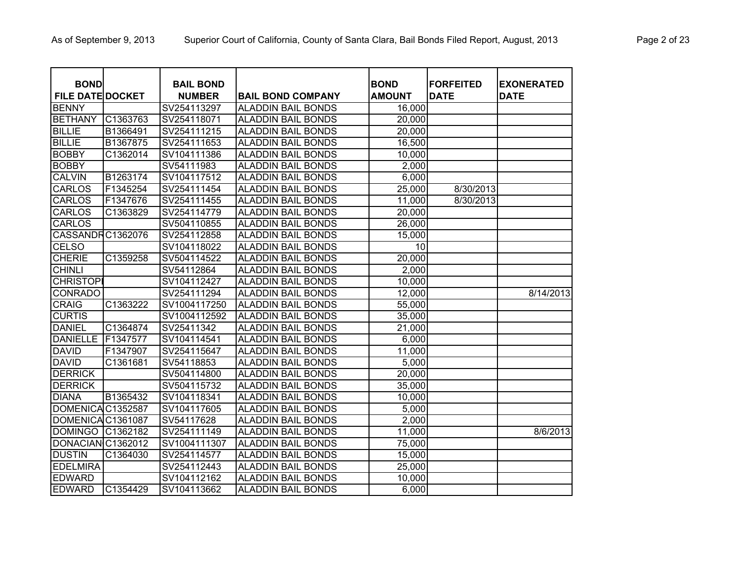| BOND FILE DATE | DOCKET | BAIL BOND NUMBER | BAIL BOND COMPANY | BOND AMOUNT | FORFEITED DATE | EXONERATED DATE |
|---|---|---|---|---|---|---|
| BENNY | | SV254113297 | ALADDIN BAIL BONDS | 16,000 | | |
| BETHANY | C1363763 | SV254118071 | ALADDIN BAIL BONDS | 20,000 | | |
| BILLIE | B1366491 | SV254111215 | ALADDIN BAIL BONDS | 20,000 | | |
| BILLIE | B1367875 | SV254111653 | ALADDIN BAIL BONDS | 16,500 | | |
| BOBBY | C1362014 | SV104111386 | ALADDIN BAIL BONDS | 10,000 | | |
| BOBBY | | SV54111983 | ALADDIN BAIL BONDS | 2,000 | | |
| CALVIN | B1263174 | SV104117512 | ALADDIN BAIL BONDS | 6,000 | | |
| CARLOS | F1345254 | SV254111454 | ALADDIN BAIL BONDS | 25,000 | 8/30/2013 | |
| CARLOS | F1347676 | SV254111455 | ALADDIN BAIL BONDS | 11,000 | 8/30/2013 | |
| CARLOS | C1363829 | SV254114779 | ALADDIN BAIL BONDS | 20,000 | | |
| CARLOS | | SV504110855 | ALADDIN BAIL BONDS | 26,000 | | |
| CASSANDR | C1362076 | SV254112858 | ALADDIN BAIL BONDS | 15,000 | | |
| CELSO | | SV104118022 | ALADDIN BAIL BONDS | 10 | | |
| CHERIE | C1359258 | SV504114522 | ALADDIN BAIL BONDS | 20,000 | | |
| CHINLI | | SV54112864 | ALADDIN BAIL BONDS | 2,000 | | |
| CHRISTOPI | | SV104112427 | ALADDIN BAIL BONDS | 10,000 | | |
| CONRADO | | SV254111294 | ALADDIN BAIL BONDS | 12,000 | | 8/14/2013 |
| CRAIG | C1363222 | SV1004117250 | ALADDIN BAIL BONDS | 55,000 | | |
| CURTIS | | SV1004112592 | ALADDIN BAIL BONDS | 35,000 | | |
| DANIEL | C1364874 | SV25411342 | ALADDIN BAIL BONDS | 21,000 | | |
| DANIELLE | F1347577 | SV104114541 | ALADDIN BAIL BONDS | 6,000 | | |
| DAVID | F1347907 | SV254115647 | ALADDIN BAIL BONDS | 11,000 | | |
| DAVID | C1361681 | SV54118853 | ALADDIN BAIL BONDS | 5,000 | | |
| DERRICK | | SV504114800 | ALADDIN BAIL BONDS | 20,000 | | |
| DERRICK | | SV504115732 | ALADDIN BAIL BONDS | 35,000 | | |
| DIANA | B1365432 | SV104118341 | ALADDIN BAIL BONDS | 10,000 | | |
| DOMENICA | C1352587 | SV104117605 | ALADDIN BAIL BONDS | 5,000 | | |
| DOMENICA | C1361087 | SV54117628 | ALADDIN BAIL BONDS | 2,000 | | |
| DOMINGO | C1362182 | SV254111149 | ALADDIN BAIL BONDS | 11,000 | | 8/6/2013 |
| DONACIAN | C1362012 | SV1004111307 | ALADDIN BAIL BONDS | 75,000 | | |
| DUSTIN | C1364030 | SV254114577 | ALADDIN BAIL BONDS | 15,000 | | |
| EDELMIRA | | SV254112443 | ALADDIN BAIL BONDS | 25,000 | | |
| EDWARD | | SV104112162 | ALADDIN BAIL BONDS | 10,000 | | |
| EDWARD | C1354429 | SV104113662 | ALADDIN BAIL BONDS | 6,000 | | |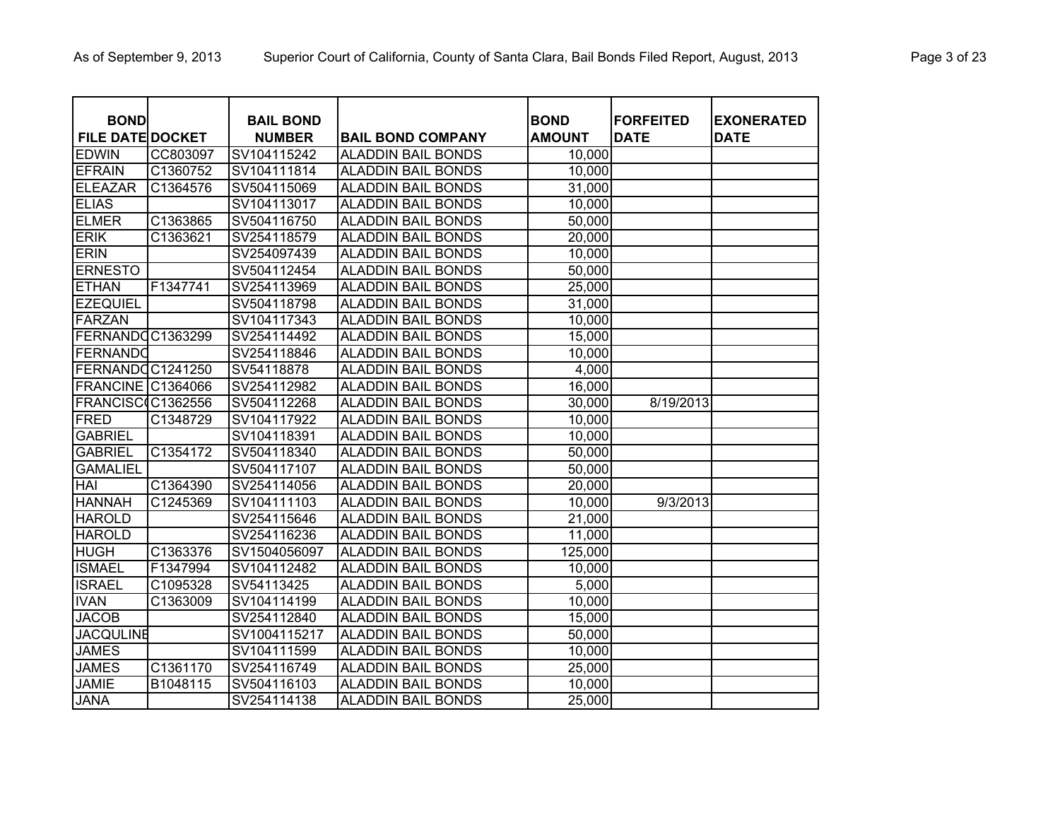| BOND FILE DATE | DOCKET | BAIL BOND NUMBER | BAIL BOND COMPANY | BOND AMOUNT | FORFEITED DATE | EXONERATED DATE |
|---|---|---|---|---|---|---|
| EDWIN | CC803097 | SV104115242 | ALADDIN BAIL BONDS | 10,000 | | |
| EFRAIN | C1360752 | SV104111814 | ALADDIN BAIL BONDS | 10,000 | | |
| ELEAZAR | C1364576 | SV504115069 | ALADDIN BAIL BONDS | 31,000 | | |
| ELIAS | | SV104113017 | ALADDIN BAIL BONDS | 10,000 | | |
| ELMER | C1363865 | SV504116750 | ALADDIN BAIL BONDS | 50,000 | | |
| ERIK | C1363621 | SV254118579 | ALADDIN BAIL BONDS | 20,000 | | |
| ERIN | | SV254097439 | ALADDIN BAIL BONDS | 10,000 | | |
| ERNESTO | | SV504112454 | ALADDIN BAIL BONDS | 50,000 | | |
| ETHAN | F1347741 | SV254113969 | ALADDIN BAIL BONDS | 25,000 | | |
| EZEQUIEL | | SV504118798 | ALADDIN BAIL BONDS | 31,000 | | |
| FARZAN | | SV104117343 | ALADDIN BAIL BONDS | 10,000 | | |
| FERNANDO | C1363299 | SV254114492 | ALADDIN BAIL BONDS | 15,000 | | |
| FERNANDO | | SV254118846 | ALADDIN BAIL BONDS | 10,000 | | |
| FERNANDO | C1241250 | SV54118878 | ALADDIN BAIL BONDS | 4,000 | | |
| FRANCINE | C1364066 | SV254112982 | ALADDIN BAIL BONDS | 16,000 | | |
| FRANCISCO | C1362556 | SV504112268 | ALADDIN BAIL BONDS | 30,000 | 8/19/2013 | |
| FRED | C1348729 | SV104117922 | ALADDIN BAIL BONDS | 10,000 | | |
| GABRIEL | | SV104118391 | ALADDIN BAIL BONDS | 10,000 | | |
| GABRIEL | C1354172 | SV504118340 | ALADDIN BAIL BONDS | 50,000 | | |
| GAMALIEL | | SV504117107 | ALADDIN BAIL BONDS | 50,000 | | |
| HAI | C1364390 | SV254114056 | ALADDIN BAIL BONDS | 20,000 | | |
| HANNAH | C1245369 | SV104111103 | ALADDIN BAIL BONDS | 10,000 | 9/3/2013 | |
| HAROLD | | SV254115646 | ALADDIN BAIL BONDS | 21,000 | | |
| HAROLD | | SV254116236 | ALADDIN BAIL BONDS | 11,000 | | |
| HUGH | C1363376 | SV1504056097 | ALADDIN BAIL BONDS | 125,000 | | |
| ISMAEL | F1347994 | SV104112482 | ALADDIN BAIL BONDS | 10,000 | | |
| ISRAEL | C1095328 | SV54113425 | ALADDIN BAIL BONDS | 5,000 | | |
| IVAN | C1363009 | SV104114199 | ALADDIN BAIL BONDS | 10,000 | | |
| JACOB | | SV254112840 | ALADDIN BAIL BONDS | 15,000 | | |
| JACQULINE | | SV1004115217 | ALADDIN BAIL BONDS | 50,000 | | |
| JAMES | | SV104111599 | ALADDIN BAIL BONDS | 10,000 | | |
| JAMES | C1361170 | SV254116749 | ALADDIN BAIL BONDS | 25,000 | | |
| JAMIE | B1048115 | SV504116103 | ALADDIN BAIL BONDS | 10,000 | | |
| JANA | | SV254114138 | ALADDIN BAIL BONDS | 25,000 | | |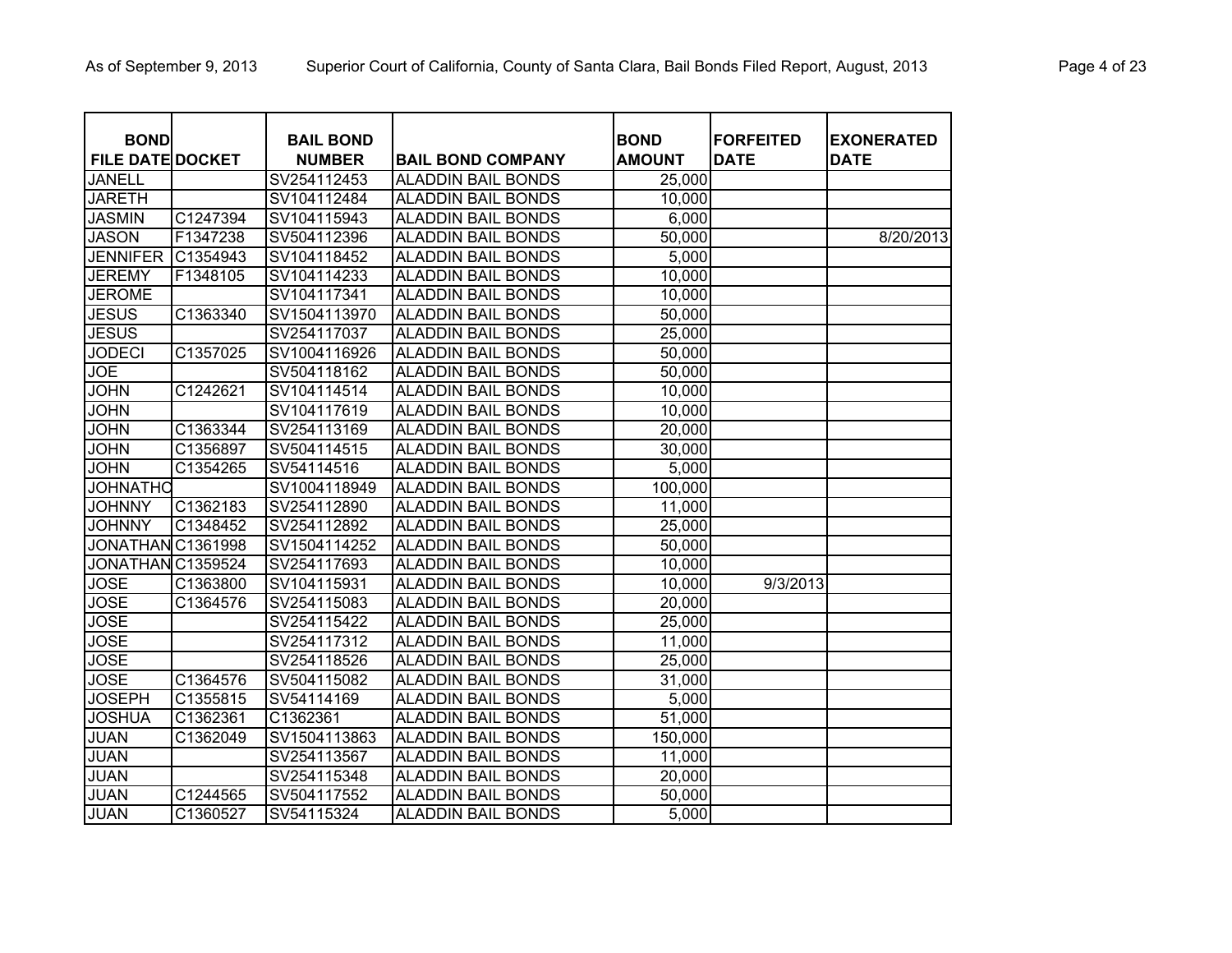| BOND FILE DATE | DOCKET | BAIL BOND NUMBER | BAIL BOND COMPANY | BOND AMOUNT | FORFEITED DATE | EXONERATED DATE |
|---|---|---|---|---|---|---|
| JANELL | | SV254112453 | ALADDIN BAIL BONDS | 25,000 | | |
| JARETH | | SV104112484 | ALADDIN BAIL BONDS | 10,000 | | |
| JASMIN | C1247394 | SV104115943 | ALADDIN BAIL BONDS | 6,000 | | |
| JASON | F1347238 | SV504112396 | ALADDIN BAIL BONDS | 50,000 | | 8/20/2013 |
| JENNIFER | C1354943 | SV104118452 | ALADDIN BAIL BONDS | 5,000 | | |
| JEREMY | F1348105 | SV104114233 | ALADDIN BAIL BONDS | 10,000 | | |
| JEROME | | SV104117341 | ALADDIN BAIL BONDS | 10,000 | | |
| JESUS | C1363340 | SV1504113970 | ALADDIN BAIL BONDS | 50,000 | | |
| JESUS | | SV254117037 | ALADDIN BAIL BONDS | 25,000 | | |
| JODECI | C1357025 | SV1004116926 | ALADDIN BAIL BONDS | 50,000 | | |
| JOE | | SV504118162 | ALADDIN BAIL BONDS | 50,000 | | |
| JOHN | C1242621 | SV104114514 | ALADDIN BAIL BONDS | 10,000 | | |
| JOHN | | SV104117619 | ALADDIN BAIL BONDS | 10,000 | | |
| JOHN | C1363344 | SV254113169 | ALADDIN BAIL BONDS | 20,000 | | |
| JOHN | C1356897 | SV504114515 | ALADDIN BAIL BONDS | 30,000 | | |
| JOHN | C1354265 | SV54114516 | ALADDIN BAIL BONDS | 5,000 | | |
| JOHNATHO | | SV1004118949 | ALADDIN BAIL BONDS | 100,000 | | |
| JOHNNY | C1362183 | SV254112890 | ALADDIN BAIL BONDS | 11,000 | | |
| JOHNNY | C1348452 | SV254112892 | ALADDIN BAIL BONDS | 25,000 | | |
| JONATHAN | C1361998 | SV1504114252 | ALADDIN BAIL BONDS | 50,000 | | |
| JONATHAN | C1359524 | SV254117693 | ALADDIN BAIL BONDS | 10,000 | | |
| JOSE | C1363800 | SV104115931 | ALADDIN BAIL BONDS | 10,000 | 9/3/2013 | |
| JOSE | C1364576 | SV254115083 | ALADDIN BAIL BONDS | 20,000 | | |
| JOSE | | SV254115422 | ALADDIN BAIL BONDS | 25,000 | | |
| JOSE | | SV254117312 | ALADDIN BAIL BONDS | 11,000 | | |
| JOSE | | SV254118526 | ALADDIN BAIL BONDS | 25,000 | | |
| JOSE | C1364576 | SV504115082 | ALADDIN BAIL BONDS | 31,000 | | |
| JOSEPH | C1355815 | SV54114169 | ALADDIN BAIL BONDS | 5,000 | | |
| JOSHUA | C1362361 | C1362361 | ALADDIN BAIL BONDS | 51,000 | | |
| JUAN | C1362049 | SV1504113863 | ALADDIN BAIL BONDS | 150,000 | | |
| JUAN | | SV254113567 | ALADDIN BAIL BONDS | 11,000 | | |
| JUAN | | SV254115348 | ALADDIN BAIL BONDS | 20,000 | | |
| JUAN | C1244565 | SV504117552 | ALADDIN BAIL BONDS | 50,000 | | |
| JUAN | C1360527 | SV54115324 | ALADDIN BAIL BONDS | 5,000 | | |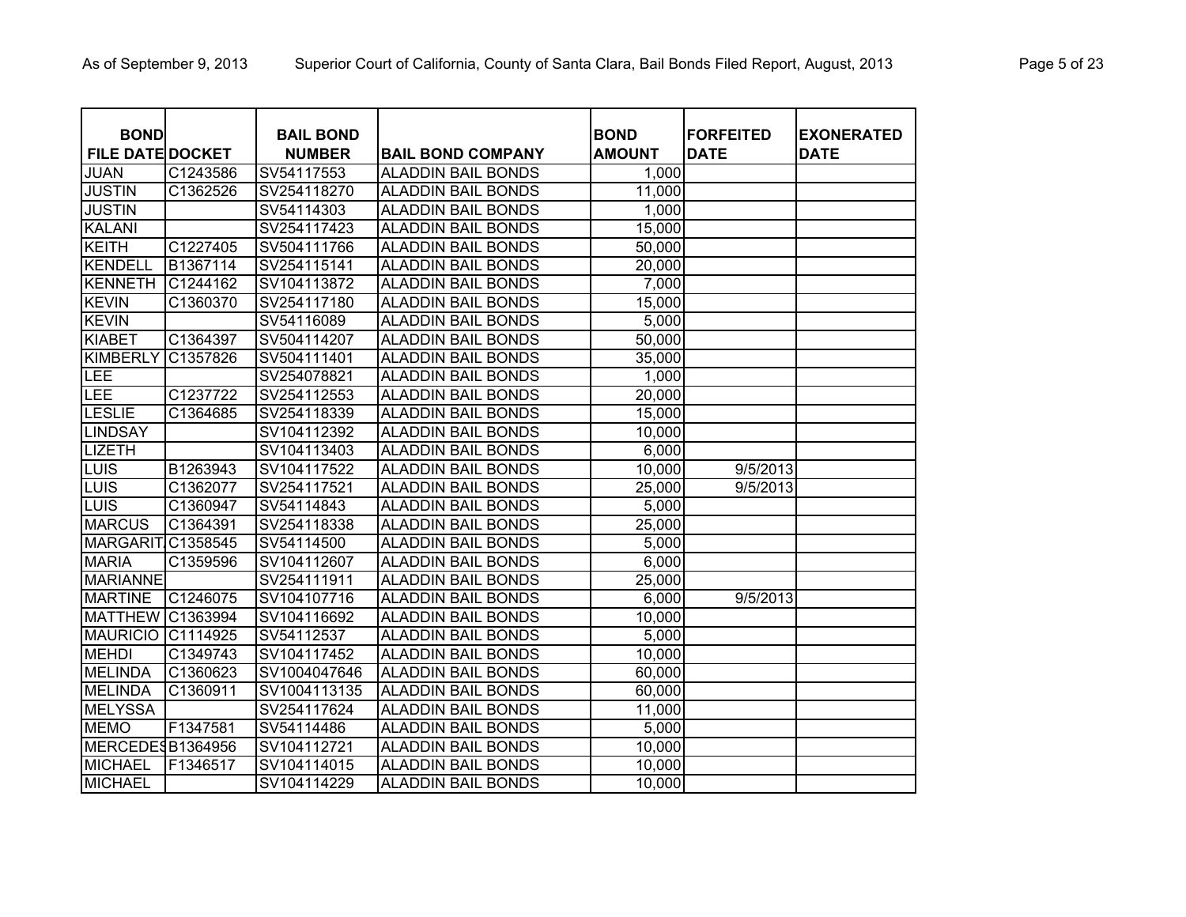| BOND FILE DATE | DOCKET | BAIL BOND NUMBER | BAIL BOND COMPANY | BOND AMOUNT | FORFEITED DATE | EXONERATED DATE |
|---|---|---|---|---|---|---|
| JUAN | C1243586 | SV54117553 | ALADDIN BAIL BONDS | 1,000 | | |
| JUSTIN | C1362526 | SV254118270 | ALADDIN BAIL BONDS | 11,000 | | |
| JUSTIN | | SV54114303 | ALADDIN BAIL BONDS | 1,000 | | |
| KALANI | | SV254117423 | ALADDIN BAIL BONDS | 15,000 | | |
| KEITH | C1227405 | SV504111766 | ALADDIN BAIL BONDS | 50,000 | | |
| KENDELL | B1367114 | SV254115141 | ALADDIN BAIL BONDS | 20,000 | | |
| KENNETH | C1244162 | SV104113872 | ALADDIN BAIL BONDS | 7,000 | | |
| KEVIN | C1360370 | SV254117180 | ALADDIN BAIL BONDS | 15,000 | | |
| KEVIN | | SV54116089 | ALADDIN BAIL BONDS | 5,000 | | |
| KIABET | C1364397 | SV504114207 | ALADDIN BAIL BONDS | 50,000 | | |
| KIMBERLY | C1357826 | SV504111401 | ALADDIN BAIL BONDS | 35,000 | | |
| LEE | | SV254078821 | ALADDIN BAIL BONDS | 1,000 | | |
| LEE | C1237722 | SV254112553 | ALADDIN BAIL BONDS | 20,000 | | |
| LESLIE | C1364685 | SV254118339 | ALADDIN BAIL BONDS | 15,000 | | |
| LINDSAY | | SV104112392 | ALADDIN BAIL BONDS | 10,000 | | |
| LIZETH | | SV104113403 | ALADDIN BAIL BONDS | 6,000 | | |
| LUIS | B1263943 | SV104117522 | ALADDIN BAIL BONDS | 10,000 | 9/5/2013 | |
| LUIS | C1362077 | SV254117521 | ALADDIN BAIL BONDS | 25,000 | 9/5/2013 | |
| LUIS | C1360947 | SV54114843 | ALADDIN BAIL BONDS | 5,000 | | |
| MARCUS | C1364391 | SV254118338 | ALADDIN BAIL BONDS | 25,000 | | |
| MARGARIT | C1358545 | SV54114500 | ALADDIN BAIL BONDS | 5,000 | | |
| MARIA | C1359596 | SV104112607 | ALADDIN BAIL BONDS | 6,000 | | |
| MARIANNE | | SV254111911 | ALADDIN BAIL BONDS | 25,000 | | |
| MARTINE | C1246075 | SV104107716 | ALADDIN BAIL BONDS | 6,000 | 9/5/2013 | |
| MATTHEW | C1363994 | SV104116692 | ALADDIN BAIL BONDS | 10,000 | | |
| MAURICIO | C1114925 | SV54112537 | ALADDIN BAIL BONDS | 5,000 | | |
| MEHDI | C1349743 | SV104117452 | ALADDIN BAIL BONDS | 10,000 | | |
| MELINDA | C1360623 | SV1004047646 | ALADDIN BAIL BONDS | 60,000 | | |
| MELINDA | C1360911 | SV1004113135 | ALADDIN BAIL BONDS | 60,000 | | |
| MELYSSA | | SV254117624 | ALADDIN BAIL BONDS | 11,000 | | |
| MEMO | F1347581 | SV54114486 | ALADDIN BAIL BONDS | 5,000 | | |
| MERCEDES | B1364956 | SV104112721 | ALADDIN BAIL BONDS | 10,000 | | |
| MICHAEL | F1346517 | SV104114015 | ALADDIN BAIL BONDS | 10,000 | | |
| MICHAEL | | SV104114229 | ALADDIN BAIL BONDS | 10,000 | | |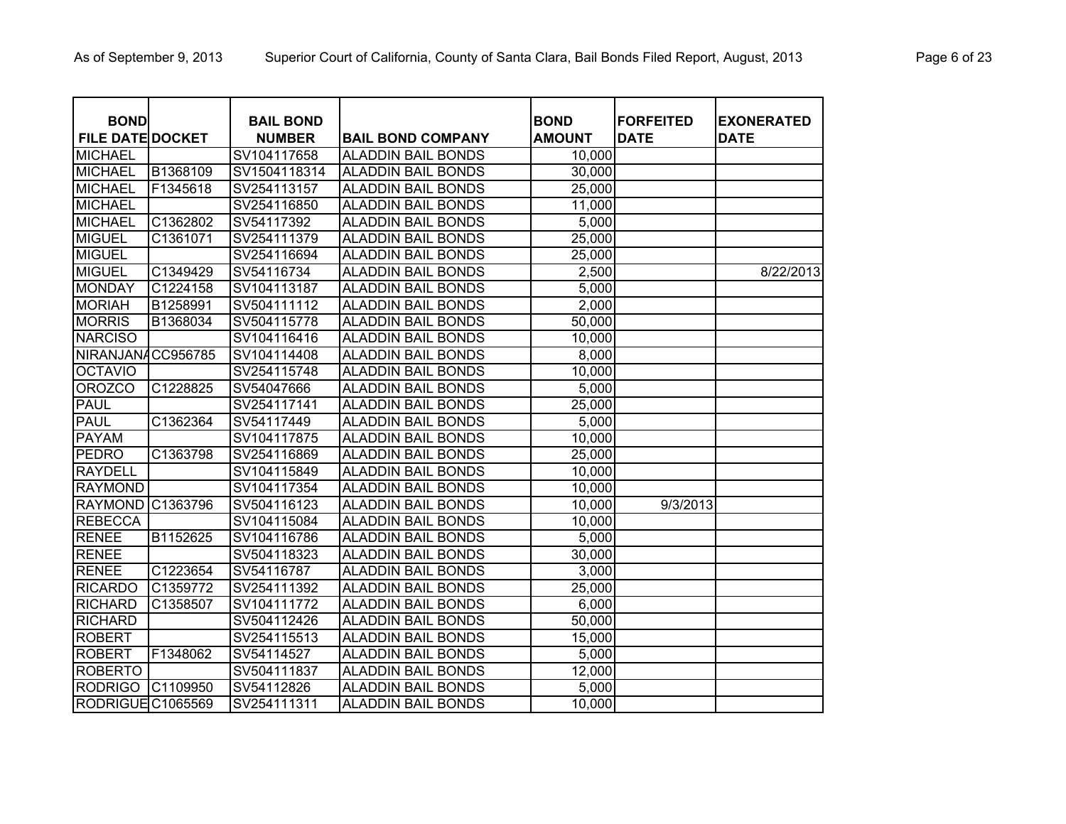| BOND FILE DATE | DOCKET | BAIL BOND NUMBER | BAIL BOND COMPANY | BOND AMOUNT | FORFEITED DATE | EXONERATED DATE |
|---|---|---|---|---|---|---|
| MICHAEL | | SV104117658 | ALADDIN BAIL BONDS | 10,000 | | |
| MICHAEL | B1368109 | SV1504118314 | ALADDIN BAIL BONDS | 30,000 | | |
| MICHAEL | F1345618 | SV254113157 | ALADDIN BAIL BONDS | 25,000 | | |
| MICHAEL | | SV254116850 | ALADDIN BAIL BONDS | 11,000 | | |
| MICHAEL | C1362802 | SV54117392 | ALADDIN BAIL BONDS | 5,000 | | |
| MIGUEL | C1361071 | SV254111379 | ALADDIN BAIL BONDS | 25,000 | | |
| MIGUEL | | SV254116694 | ALADDIN BAIL BONDS | 25,000 | | |
| MIGUEL | C1349429 | SV54116734 | ALADDIN BAIL BONDS | 2,500 | | 8/22/2013 |
| MONDAY | C1224158 | SV104113187 | ALADDIN BAIL BONDS | 5,000 | | |
| MORIAH | B1258991 | SV504111112 | ALADDIN BAIL BONDS | 2,000 | | |
| MORRIS | B1368034 | SV504115778 | ALADDIN BAIL BONDS | 50,000 | | |
| NARCISO | | SV104116416 | ALADDIN BAIL BONDS | 10,000 | | |
| NIRANJANA | CC956785 | SV104114408 | ALADDIN BAIL BONDS | 8,000 | | |
| OCTAVIO | | SV254115748 | ALADDIN BAIL BONDS | 10,000 | | |
| OROZCO | C1228825 | SV54047666 | ALADDIN BAIL BONDS | 5,000 | | |
| PAUL | | SV254117141 | ALADDIN BAIL BONDS | 25,000 | | |
| PAUL | C1362364 | SV54117449 | ALADDIN BAIL BONDS | 5,000 | | |
| PAYAM | | SV104117875 | ALADDIN BAIL BONDS | 10,000 | | |
| PEDRO | C1363798 | SV254116869 | ALADDIN BAIL BONDS | 25,000 | | |
| RAYDELL | | SV104115849 | ALADDIN BAIL BONDS | 10,000 | | |
| RAYMOND | | SV104117354 | ALADDIN BAIL BONDS | 10,000 | | |
| RAYMOND | C1363796 | SV504116123 | ALADDIN BAIL BONDS | 10,000 | 9/3/2013 | |
| REBECCA | | SV104115084 | ALADDIN BAIL BONDS | 10,000 | | |
| RENEE | B1152625 | SV104116786 | ALADDIN BAIL BONDS | 5,000 | | |
| RENEE | | SV504118323 | ALADDIN BAIL BONDS | 30,000 | | |
| RENEE | C1223654 | SV54116787 | ALADDIN BAIL BONDS | 3,000 | | |
| RICARDO | C1359772 | SV254111392 | ALADDIN BAIL BONDS | 25,000 | | |
| RICHARD | C1358507 | SV104111772 | ALADDIN BAIL BONDS | 6,000 | | |
| RICHARD | | SV504112426 | ALADDIN BAIL BONDS | 50,000 | | |
| ROBERT | | SV254115513 | ALADDIN BAIL BONDS | 15,000 | | |
| ROBERT | F1348062 | SV54114527 | ALADDIN BAIL BONDS | 5,000 | | |
| ROBERTO | | SV504111837 | ALADDIN BAIL BONDS | 12,000 | | |
| RODRIGO | C1109950 | SV54112826 | ALADDIN BAIL BONDS | 5,000 | | |
| RODRIGUE | C1065569 | SV254111311 | ALADDIN BAIL BONDS | 10,000 | | |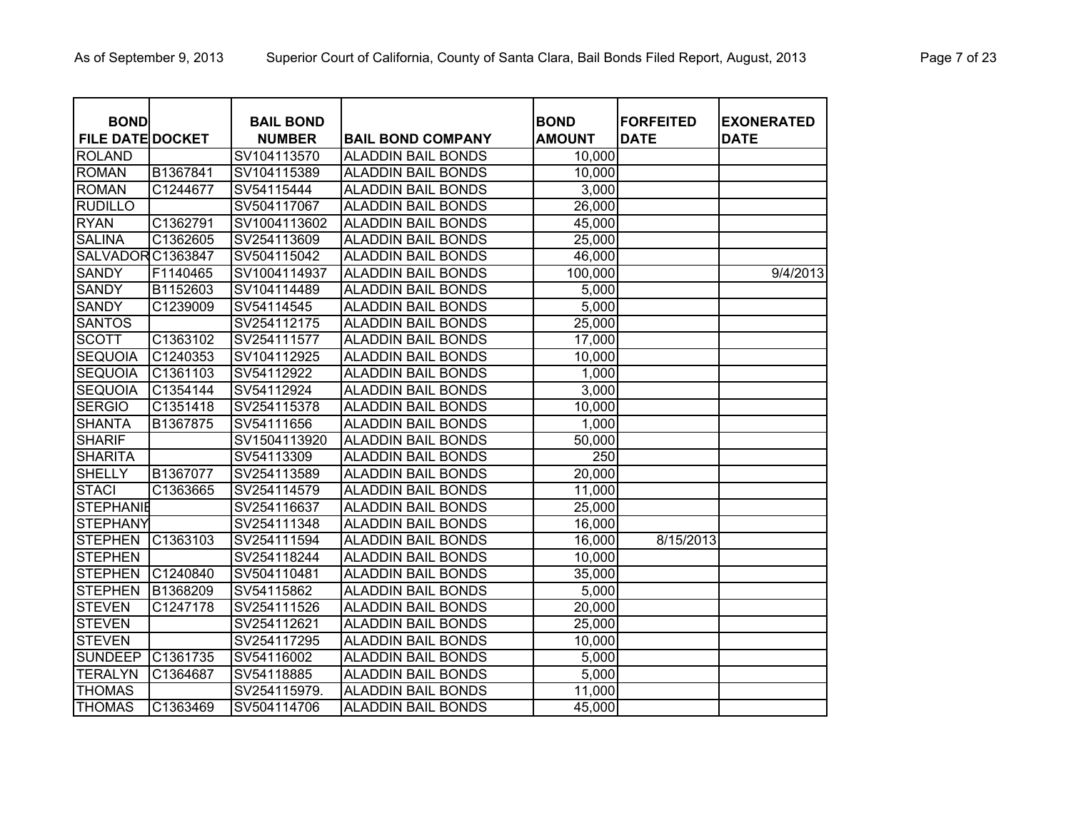| BOND FILE DATE | DOCKET | BAIL BOND NUMBER | BAIL BOND COMPANY | BOND AMOUNT | FORFEITED DATE | EXONERATED DATE |
|---|---|---|---|---|---|---|
| ROLAND | | SV104113570 | ALADDIN BAIL BONDS | 10,000 | | |
| ROMAN | B1367841 | SV104115389 | ALADDIN BAIL BONDS | 10,000 | | |
| ROMAN | C1244677 | SV54115444 | ALADDIN BAIL BONDS | 3,000 | | |
| RUDILLO | | SV504117067 | ALADDIN BAIL BONDS | 26,000 | | |
| RYAN | C1362791 | SV1004113602 | ALADDIN BAIL BONDS | 45,000 | | |
| SALINA | C1362605 | SV254113609 | ALADDIN BAIL BONDS | 25,000 | | |
| SALVADOR | C1363847 | SV504115042 | ALADDIN BAIL BONDS | 46,000 | | |
| SANDY | F1140465 | SV1004114937 | ALADDIN BAIL BONDS | 100,000 | | 9/4/2013 |
| SANDY | B1152603 | SV104114489 | ALADDIN BAIL BONDS | 5,000 | | |
| SANDY | C1239009 | SV54114545 | ALADDIN BAIL BONDS | 5,000 | | |
| SANTOS | | SV254112175 | ALADDIN BAIL BONDS | 25,000 | | |
| SCOTT | C1363102 | SV254111577 | ALADDIN BAIL BONDS | 17,000 | | |
| SEQUOIA | C1240353 | SV104112925 | ALADDIN BAIL BONDS | 10,000 | | |
| SEQUOIA | C1361103 | SV54112922 | ALADDIN BAIL BONDS | 1,000 | | |
| SEQUOIA | C1354144 | SV54112924 | ALADDIN BAIL BONDS | 3,000 | | |
| SERGIO | C1351418 | SV254115378 | ALADDIN BAIL BONDS | 10,000 | | |
| SHANTA | B1367875 | SV54111656 | ALADDIN BAIL BONDS | 1,000 | | |
| SHARIF | | SV1504113920 | ALADDIN BAIL BONDS | 50,000 | | |
| SHARITA | | SV54113309 | ALADDIN BAIL BONDS | 250 | | |
| SHELLY | B1367077 | SV254113589 | ALADDIN BAIL BONDS | 20,000 | | |
| STACI | C1363665 | SV254114579 | ALADDIN BAIL BONDS | 11,000 | | |
| STEPHANIE | | SV254116637 | ALADDIN BAIL BONDS | 25,000 | | |
| STEPHANY | | SV254111348 | ALADDIN BAIL BONDS | 16,000 | | |
| STEPHEN | C1363103 | SV254111594 | ALADDIN BAIL BONDS | 16,000 | 8/15/2013 | |
| STEPHEN | | SV254118244 | ALADDIN BAIL BONDS | 10,000 | | |
| STEPHEN | C1240840 | SV504110481 | ALADDIN BAIL BONDS | 35,000 | | |
| STEPHEN | B1368209 | SV54115862 | ALADDIN BAIL BONDS | 5,000 | | |
| STEVEN | C1247178 | SV254111526 | ALADDIN BAIL BONDS | 20,000 | | |
| STEVEN | | SV254112621 | ALADDIN BAIL BONDS | 25,000 | | |
| STEVEN | | SV254117295 | ALADDIN BAIL BONDS | 10,000 | | |
| SUNDEEP | C1361735 | SV54116002 | ALADDIN BAIL BONDS | 5,000 | | |
| TERALYN | C1364687 | SV54118885 | ALADDIN BAIL BONDS | 5,000 | | |
| THOMAS | | SV254115979. | ALADDIN BAIL BONDS | 11,000 | | |
| THOMAS | C1363469 | SV504114706 | ALADDIN BAIL BONDS | 45,000 | | |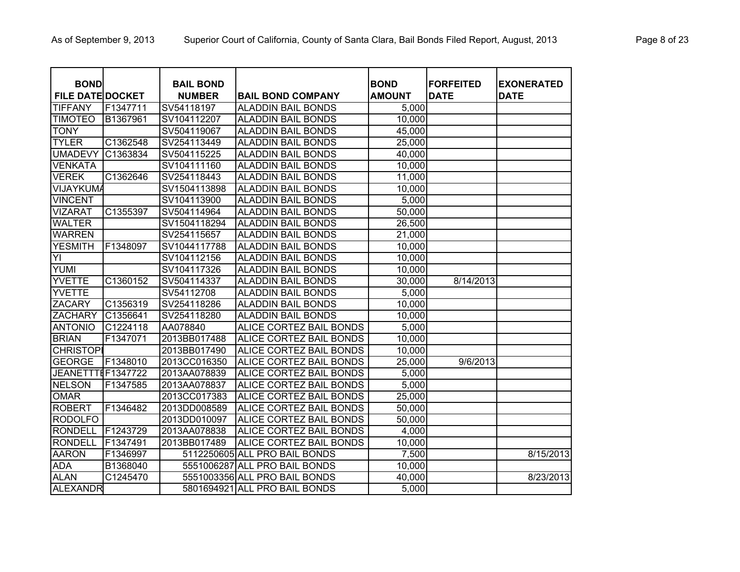| BOND FILE DATE | DOCKET | BAIL BOND NUMBER | BAIL BOND COMPANY | BOND AMOUNT | FORFEITED DATE | EXONERATED DATE |
|---|---|---|---|---|---|---|
| TIFFANY | F1347711 | SV54118197 | ALADDIN BAIL BONDS | 5,000 | | |
| TIMOTEO | B1367961 | SV104112207 | ALADDIN BAIL BONDS | 10,000 | | |
| TONY | | SV504119067 | ALADDIN BAIL BONDS | 45,000 | | |
| TYLER | C1362548 | SV254113449 | ALADDIN BAIL BONDS | 25,000 | | |
| UMADEVY | C1363834 | SV504115225 | ALADDIN BAIL BONDS | 40,000 | | |
| VENKATA | | SV104111160 | ALADDIN BAIL BONDS | 10,000 | | |
| VEREK | C1362646 | SV254118443 | ALADDIN BAIL BONDS | 11,000 | | |
| VIJAYKUMA | | SV1504113898 | ALADDIN BAIL BONDS | 10,000 | | |
| VINCENT | | SV104113900 | ALADDIN BAIL BONDS | 5,000 | | |
| VIZARAT | C1355397 | SV504114964 | ALADDIN BAIL BONDS | 50,000 | | |
| WALTER | | SV1504118294 | ALADDIN BAIL BONDS | 26,500 | | |
| WARREN | | SV254115657 | ALADDIN BAIL BONDS | 21,000 | | |
| YESMITH | F1348097 | SV1044117788 | ALADDIN BAIL BONDS | 10,000 | | |
| YI | | SV104112156 | ALADDIN BAIL BONDS | 10,000 | | |
| YUMI | | SV104117326 | ALADDIN BAIL BONDS | 10,000 | | |
| YVETTE | C1360152 | SV504114337 | ALADDIN BAIL BONDS | 30,000 | 8/14/2013 | |
| YVETTE | | SV54112708 | ALADDIN BAIL BONDS | 5,000 | | |
| ZACARY | C1356319 | SV254118286 | ALADDIN BAIL BONDS | 10,000 | | |
| ZACHARY | C1356641 | SV254118280 | ALADDIN BAIL BONDS | 10,000 | | |
| ANTONIO | C1224118 | AA078840 | ALICE CORTEZ BAIL BONDS | 5,000 | | |
| BRIAN | F1347071 | 2013BB017488 | ALICE CORTEZ BAIL BONDS | 10,000 | | |
| CHRISTOPI | | 2013BB017490 | ALICE CORTEZ BAIL BONDS | 10,000 | | |
| GEORGE | F1348010 | 2013CC016350 | ALICE CORTEZ BAIL BONDS | 25,000 | 9/6/2013 | |
| JEANETTTE | F1347722 | 2013AA078839 | ALICE CORTEZ BAIL BONDS | 5,000 | | |
| NELSON | F1347585 | 2013AA078837 | ALICE CORTEZ BAIL BONDS | 5,000 | | |
| OMAR | | 2013CC017383 | ALICE CORTEZ BAIL BONDS | 25,000 | | |
| ROBERT | F1346482 | 2013DD008589 | ALICE CORTEZ BAIL BONDS | 50,000 | | |
| RODOLFO | | 2013DD010097 | ALICE CORTEZ BAIL BONDS | 50,000 | | |
| RONDELL | F1243729 | 2013AA078838 | ALICE CORTEZ BAIL BONDS | 4,000 | | |
| RONDELL | F1347491 | 2013BB017489 | ALICE CORTEZ BAIL BONDS | 10,000 | | |
| AARON | F1346997 | 5112250605 | ALL PRO BAIL BONDS | 7,500 | | 8/15/2013 |
| ADA | B1368040 | 5551006287 | ALL PRO BAIL BONDS | 10,000 | | |
| ALAN | C1245470 | 5551003356 | ALL PRO BAIL BONDS | 40,000 | | 8/23/2013 |
| ALEXANDR | | 5801694921 | ALL PRO BAIL BONDS | 5,000 | | |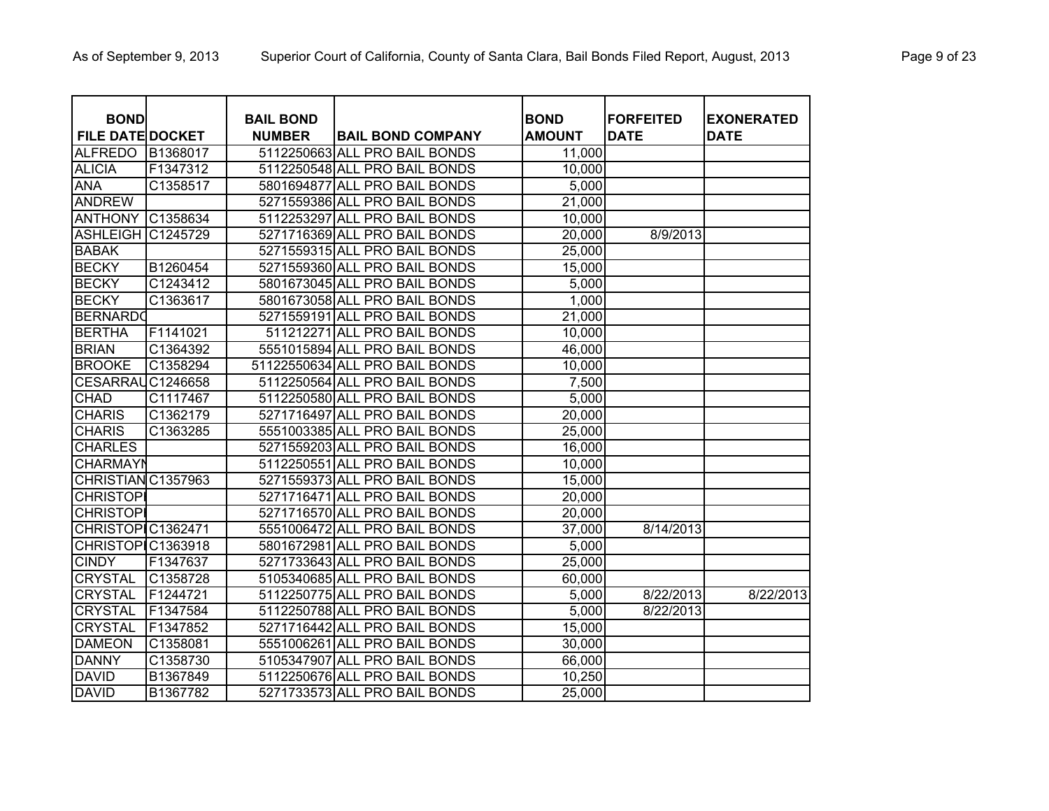| BOND FILE DATE | DOCKET | BAIL BOND NUMBER | BAIL BOND COMPANY | BOND AMOUNT | FORFEITED DATE | EXONERATED DATE |
|---|---|---|---|---|---|---|
| ALFREDO | B1368017 | 5112250663 | ALL PRO BAIL BONDS | 11,000 | | |
| ALICIA | F1347312 | 5112250548 | ALL PRO BAIL BONDS | 10,000 | | |
| ANA | C1358517 | 5801694877 | ALL PRO BAIL BONDS | 5,000 | | |
| ANDREW | | 5271559386 | ALL PRO BAIL BONDS | 21,000 | | |
| ANTHONY | C1358634 | 5112253297 | ALL PRO BAIL BONDS | 10,000 | | |
| ASHLEIGH | C1245729 | 5271716369 | ALL PRO BAIL BONDS | 20,000 | 8/9/2013 | |
| BABAK | | 5271559315 | ALL PRO BAIL BONDS | 25,000 | | |
| BECKY | B1260454 | 5271559360 | ALL PRO BAIL BONDS | 15,000 | | |
| BECKY | C1243412 | 5801673045 | ALL PRO BAIL BONDS | 5,000 | | |
| BECKY | C1363617 | 5801673058 | ALL PRO BAIL BONDS | 1,000 | | |
| BERNARDO | | 5271559191 | ALL PRO BAIL BONDS | 21,000 | | |
| BERTHA | F1141021 | 511212271 | ALL PRO BAIL BONDS | 10,000 | | |
| BRIAN | C1364392 | 5551015894 | ALL PRO BAIL BONDS | 46,000 | | |
| BROOKE | C1358294 | 51122550634 | ALL PRO BAIL BONDS | 10,000 | | |
| CESARRAU | C1246658 | 5112250564 | ALL PRO BAIL BONDS | 7,500 | | |
| CHAD | C1117467 | 5112250580 | ALL PRO BAIL BONDS | 5,000 | | |
| CHARIS | C1362179 | 5271716497 | ALL PRO BAIL BONDS | 20,000 | | |
| CHARIS | C1363285 | 5551003385 | ALL PRO BAIL BONDS | 25,000 | | |
| CHARLES | | 5271559203 | ALL PRO BAIL BONDS | 16,000 | | |
| CHARMAYN | | 5112250551 | ALL PRO BAIL BONDS | 10,000 | | |
| CHRISTIAN | C1357963 | 5271559373 | ALL PRO BAIL BONDS | 15,000 | | |
| CHRISTOPI | | 5271716471 | ALL PRO BAIL BONDS | 20,000 | | |
| CHRISTOPI | | 5271716570 | ALL PRO BAIL BONDS | 20,000 | | |
| CHRISTOPI | C1362471 | 5551006472 | ALL PRO BAIL BONDS | 37,000 | 8/14/2013 | |
| CHRISTOPI | C1363918 | 5801672981 | ALL PRO BAIL BONDS | 5,000 | | |
| CINDY | F1347637 | 5271733643 | ALL PRO BAIL BONDS | 25,000 | | |
| CRYSTAL | C1358728 | 5105340685 | ALL PRO BAIL BONDS | 60,000 | | |
| CRYSTAL | F1244721 | 5112250775 | ALL PRO BAIL BONDS | 5,000 | 8/22/2013 | 8/22/2013 |
| CRYSTAL | F1347584 | 5112250788 | ALL PRO BAIL BONDS | 5,000 | 8/22/2013 | |
| CRYSTAL | F1347852 | 5271716442 | ALL PRO BAIL BONDS | 15,000 | | |
| DAMEON | C1358081 | 5551006261 | ALL PRO BAIL BONDS | 30,000 | | |
| DANNY | C1358730 | 5105347907 | ALL PRO BAIL BONDS | 66,000 | | |
| DAVID | B1367849 | 5112250676 | ALL PRO BAIL BONDS | 10,250 | | |
| DAVID | B1367782 | 5271733573 | ALL PRO BAIL BONDS | 25,000 | | |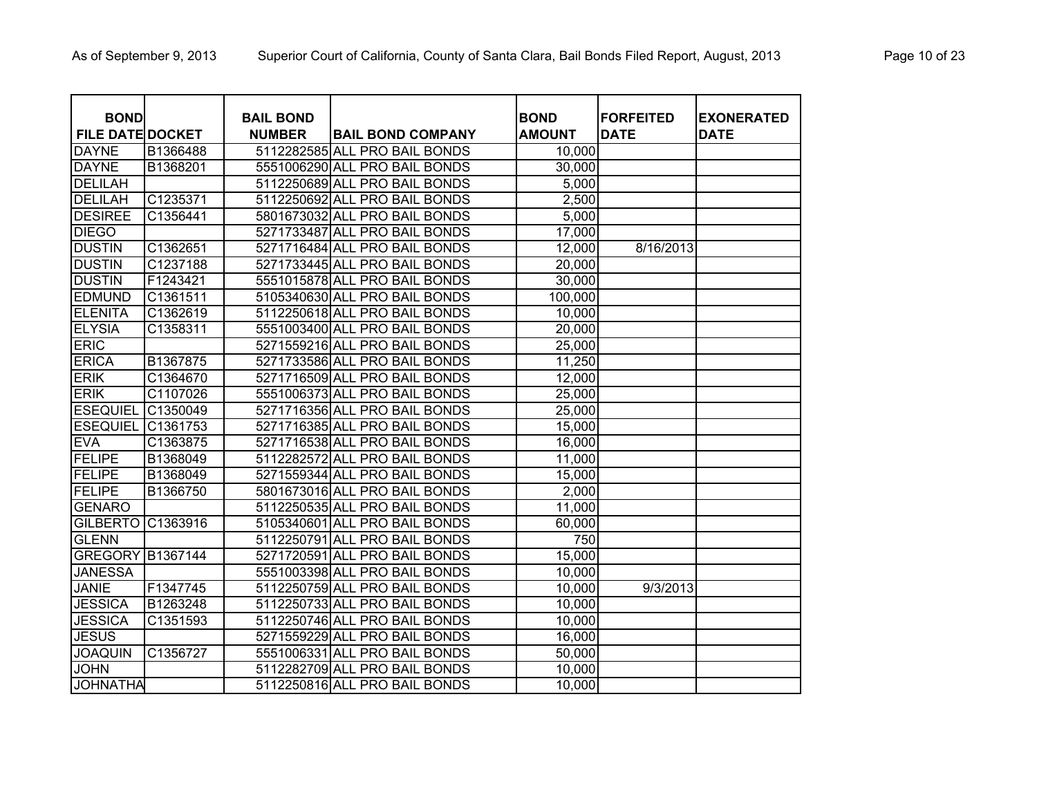| BOND FILE DATE | DOCKET | BAIL BOND NUMBER | BAIL BOND COMPANY | BOND AMOUNT | FORFEITED DATE | EXONERATED DATE |
|---|---|---|---|---|---|---|
| DAYNE | B1366488 | 5112282585 | ALL PRO BAIL BONDS | 10,000 | | |
| DAYNE | B1368201 | 5551006290 | ALL PRO BAIL BONDS | 30,000 | | |
| DELILAH | | 5112250689 | ALL PRO BAIL BONDS | 5,000 | | |
| DELILAH | C1235371 | 5112250692 | ALL PRO BAIL BONDS | 2,500 | | |
| DESIREE | C1356441 | 5801673032 | ALL PRO BAIL BONDS | 5,000 | | |
| DIEGO | | 5271733487 | ALL PRO BAIL BONDS | 17,000 | | |
| DUSTIN | C1362651 | 5271716484 | ALL PRO BAIL BONDS | 12,000 | 8/16/2013 | |
| DUSTIN | C1237188 | 5271733445 | ALL PRO BAIL BONDS | 20,000 | | |
| DUSTIN | F1243421 | 5551015878 | ALL PRO BAIL BONDS | 30,000 | | |
| EDMUND | C1361511 | 5105340630 | ALL PRO BAIL BONDS | 100,000 | | |
| ELENITA | C1362619 | 5112250618 | ALL PRO BAIL BONDS | 10,000 | | |
| ELYSIA | C1358311 | 5551003400 | ALL PRO BAIL BONDS | 20,000 | | |
| ERIC | | 5271559216 | ALL PRO BAIL BONDS | 25,000 | | |
| ERICA | B1367875 | 5271733586 | ALL PRO BAIL BONDS | 11,250 | | |
| ERIK | C1364670 | 5271716509 | ALL PRO BAIL BONDS | 12,000 | | |
| ERIK | C1107026 | 5551006373 | ALL PRO BAIL BONDS | 25,000 | | |
| ESEQUIEL | C1350049 | 5271716356 | ALL PRO BAIL BONDS | 25,000 | | |
| ESEQUIEL | C1361753 | 5271716385 | ALL PRO BAIL BONDS | 15,000 | | |
| EVA | C1363875 | 5271716538 | ALL PRO BAIL BONDS | 16,000 | | |
| FELIPE | B1368049 | 5112282572 | ALL PRO BAIL BONDS | 11,000 | | |
| FELIPE | B1368049 | 5271559344 | ALL PRO BAIL BONDS | 15,000 | | |
| FELIPE | B1366750 | 5801673016 | ALL PRO BAIL BONDS | 2,000 | | |
| GENARO | | 5112250535 | ALL PRO BAIL BONDS | 11,000 | | |
| GILBERTO | C1363916 | 5105340601 | ALL PRO BAIL BONDS | 60,000 | | |
| GLENN | | 5112250791 | ALL PRO BAIL BONDS | 750 | | |
| GREGORY | B1367144 | 5271720591 | ALL PRO BAIL BONDS | 15,000 | | |
| JANESSA | | 5551003398 | ALL PRO BAIL BONDS | 10,000 | | |
| JANIE | F1347745 | 5112250759 | ALL PRO BAIL BONDS | 10,000 | 9/3/2013 | |
| JESSICA | B1263248 | 5112250733 | ALL PRO BAIL BONDS | 10,000 | | |
| JESSICA | C1351593 | 5112250746 | ALL PRO BAIL BONDS | 10,000 | | |
| JESUS | | 5271559229 | ALL PRO BAIL BONDS | 16,000 | | |
| JOAQUIN | C1356727 | 5551006331 | ALL PRO BAIL BONDS | 50,000 | | |
| JOHN | | 5112282709 | ALL PRO BAIL BONDS | 10,000 | | |
| JOHNATHA | | 5112250816 | ALL PRO BAIL BONDS | 10,000 | | |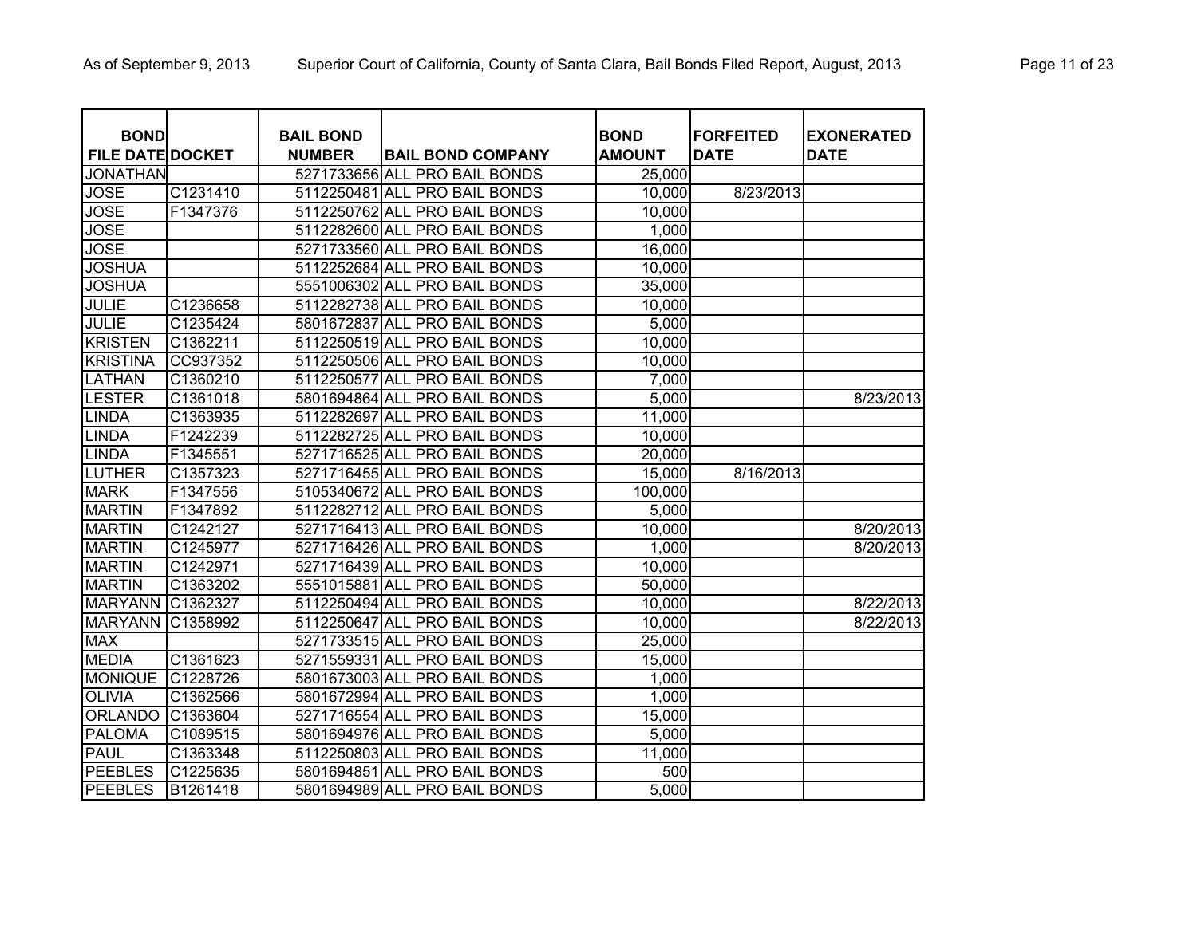| BOND FILE DATE | DOCKET | BAIL BOND NUMBER | BAIL BOND COMPANY | BOND AMOUNT | FORFEITED DATE | EXONERATED DATE |
|---|---|---|---|---|---|---|
| JONATHAN | | 5271733656 | ALL PRO BAIL BONDS | 25,000 | | |
| JOSE | C1231410 | 5112250481 | ALL PRO BAIL BONDS | 10,000 | 8/23/2013 | |
| JOSE | F1347376 | 5112250762 | ALL PRO BAIL BONDS | 10,000 | | |
| JOSE | | 5112282600 | ALL PRO BAIL BONDS | 1,000 | | |
| JOSE | | 5271733560 | ALL PRO BAIL BONDS | 16,000 | | |
| JOSHUA | | 5112252684 | ALL PRO BAIL BONDS | 10,000 | | |
| JOSHUA | | 5551006302 | ALL PRO BAIL BONDS | 35,000 | | |
| JULIE | C1236658 | 5112282738 | ALL PRO BAIL BONDS | 10,000 | | |
| JULIE | C1235424 | 5801672837 | ALL PRO BAIL BONDS | 5,000 | | |
| KRISTEN | C1362211 | 5112250519 | ALL PRO BAIL BONDS | 10,000 | | |
| KRISTINA | CC937352 | 5112250506 | ALL PRO BAIL BONDS | 10,000 | | |
| LATHAN | C1360210 | 5112250577 | ALL PRO BAIL BONDS | 7,000 | | |
| LESTER | C1361018 | 5801694864 | ALL PRO BAIL BONDS | 5,000 | | 8/23/2013 |
| LINDA | C1363935 | 5112282697 | ALL PRO BAIL BONDS | 11,000 | | |
| LINDA | F1242239 | 5112282725 | ALL PRO BAIL BONDS | 10,000 | | |
| LINDA | F1345551 | 5271716525 | ALL PRO BAIL BONDS | 20,000 | | |
| LUTHER | C1357323 | 5271716455 | ALL PRO BAIL BONDS | 15,000 | 8/16/2013 | |
| MARK | F1347556 | 5105340672 | ALL PRO BAIL BONDS | 100,000 | | |
| MARTIN | F1347892 | 5112282712 | ALL PRO BAIL BONDS | 5,000 | | |
| MARTIN | C1242127 | 5271716413 | ALL PRO BAIL BONDS | 10,000 | | 8/20/2013 |
| MARTIN | C1245977 | 5271716426 | ALL PRO BAIL BONDS | 1,000 | | 8/20/2013 |
| MARTIN | C1242971 | 5271716439 | ALL PRO BAIL BONDS | 10,000 | | |
| MARTIN | C1363202 | 5551015881 | ALL PRO BAIL BONDS | 50,000 | | |
| MARYANN | C1362327 | 5112250494 | ALL PRO BAIL BONDS | 10,000 | | 8/22/2013 |
| MARYANN | C1358992 | 5112250647 | ALL PRO BAIL BONDS | 10,000 | | 8/22/2013 |
| MAX | | 5271733515 | ALL PRO BAIL BONDS | 25,000 | | |
| MEDIA | C1361623 | 5271559331 | ALL PRO BAIL BONDS | 15,000 | | |
| MONIQUE | C1228726 | 5801673003 | ALL PRO BAIL BONDS | 1,000 | | |
| OLIVIA | C1362566 | 5801672994 | ALL PRO BAIL BONDS | 1,000 | | |
| ORLANDO | C1363604 | 5271716554 | ALL PRO BAIL BONDS | 15,000 | | |
| PALOMA | C1089515 | 5801694976 | ALL PRO BAIL BONDS | 5,000 | | |
| PAUL | C1363348 | 5112250803 | ALL PRO BAIL BONDS | 11,000 | | |
| PEEBLES | C1225635 | 5801694851 | ALL PRO BAIL BONDS | 500 | | |
| PEEBLES | B1261418 | 5801694989 | ALL PRO BAIL BONDS | 5,000 | | |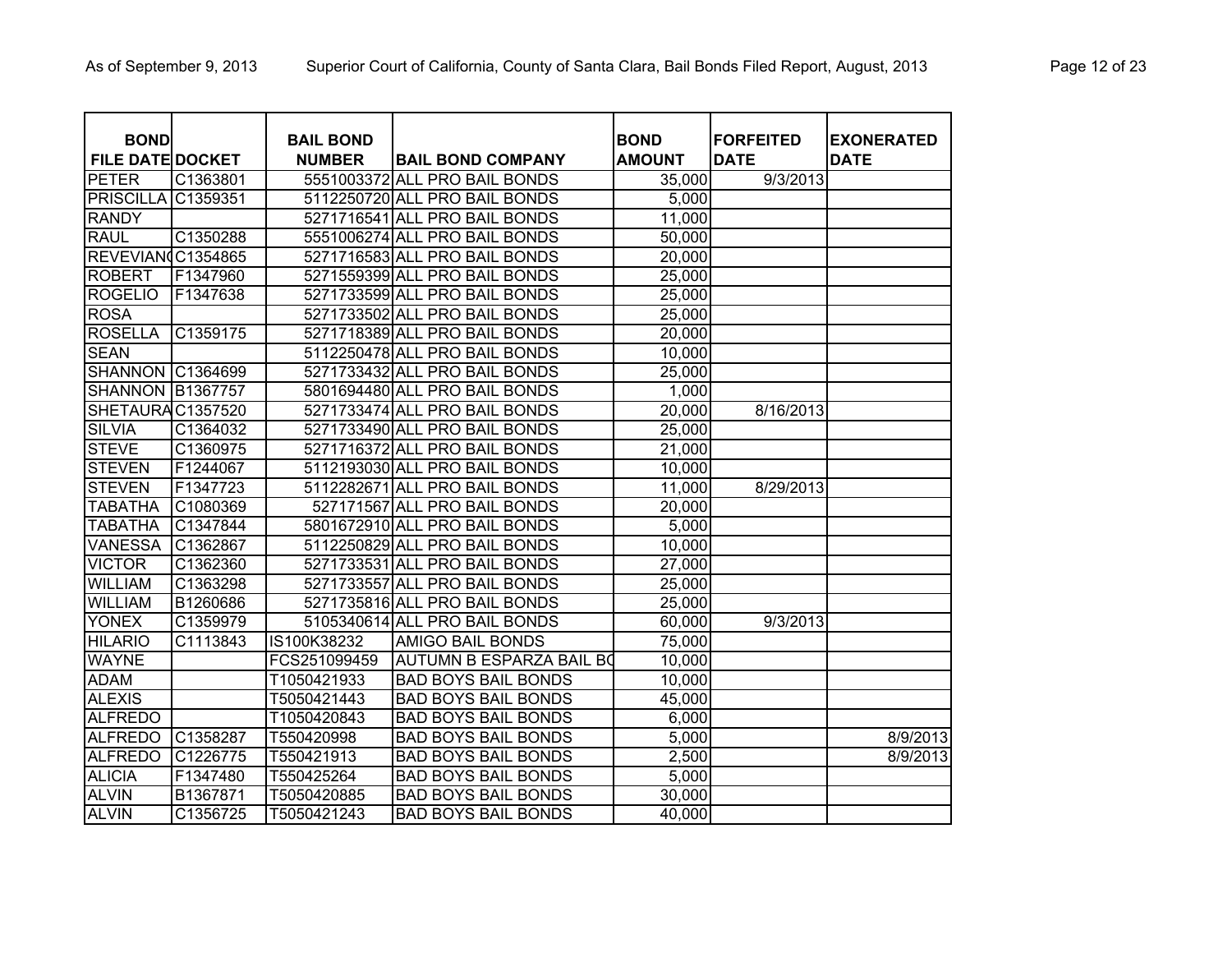| BOND FILE DATE | DOCKET | BAIL BOND NUMBER | BAIL BOND COMPANY | BOND AMOUNT | FORFEITED DATE | EXONERATED DATE |
|---|---|---|---|---|---|---|
| PETER | C1363801 | 5551003372 | ALL PRO BAIL BONDS | 35,000 | 9/3/2013 | |
| PRISCILLA | C1359351 | 5112250720 | ALL PRO BAIL BONDS | 5,000 | | |
| RANDY | | 5271716541 | ALL PRO BAIL BONDS | 11,000 | | |
| RAUL | C1350288 | 5551006274 | ALL PRO BAIL BONDS | 50,000 | | |
| REVEVIAN( | C1354865 | 5271716583 | ALL PRO BAIL BONDS | 20,000 | | |
| ROBERT | F1347960 | 5271559399 | ALL PRO BAIL BONDS | 25,000 | | |
| ROGELIO | F1347638 | 5271733599 | ALL PRO BAIL BONDS | 25,000 | | |
| ROSA | | 5271733502 | ALL PRO BAIL BONDS | 25,000 | | |
| ROSELLA | C1359175 | 5271718389 | ALL PRO BAIL BONDS | 20,000 | | |
| SEAN | | 5112250478 | ALL PRO BAIL BONDS | 10,000 | | |
| SHANNON | C1364699 | 5271733432 | ALL PRO BAIL BONDS | 25,000 | | |
| SHANNON | B1367757 | 5801694480 | ALL PRO BAIL BONDS | 1,000 | | |
| SHETAURA | C1357520 | 5271733474 | ALL PRO BAIL BONDS | 20,000 | 8/16/2013 | |
| SILVIA | C1364032 | 5271733490 | ALL PRO BAIL BONDS | 25,000 | | |
| STEVE | C1360975 | 5271716372 | ALL PRO BAIL BONDS | 21,000 | | |
| STEVEN | F1244067 | 5112193030 | ALL PRO BAIL BONDS | 10,000 | | |
| STEVEN | F1347723 | 5112282671 | ALL PRO BAIL BONDS | 11,000 | 8/29/2013 | |
| TABATHA | C1080369 | 527171567 | ALL PRO BAIL BONDS | 20,000 | | |
| TABATHA | C1347844 | 5801672910 | ALL PRO BAIL BONDS | 5,000 | | |
| VANESSA | C1362867 | 5112250829 | ALL PRO BAIL BONDS | 10,000 | | |
| VICTOR | C1362360 | 5271733531 | ALL PRO BAIL BONDS | 27,000 | | |
| WILLIAM | C1363298 | 5271733557 | ALL PRO BAIL BONDS | 25,000 | | |
| WILLIAM | B1260686 | 5271735816 | ALL PRO BAIL BONDS | 25,000 | | |
| YONEX | C1359979 | 5105340614 | ALL PRO BAIL BONDS | 60,000 | 9/3/2013 | |
| HILARIO | C1113843 | IS100K38232 | AMIGO BAIL BONDS | 75,000 | | |
| WAYNE | | FCS251099459 | AUTUMN B ESPARZA BAIL BO | 10,000 | | |
| ADAM | | T1050421933 | BAD BOYS BAIL BONDS | 10,000 | | |
| ALEXIS | | T5050421443 | BAD BOYS BAIL BONDS | 45,000 | | |
| ALFREDO | | T1050420843 | BAD BOYS BAIL BONDS | 6,000 | | |
| ALFREDO | C1358287 | T550420998 | BAD BOYS BAIL BONDS | 5,000 | | 8/9/2013 |
| ALFREDO | C1226775 | T550421913 | BAD BOYS BAIL BONDS | 2,500 | | 8/9/2013 |
| ALICIA | F1347480 | T550425264 | BAD BOYS BAIL BONDS | 5,000 | | |
| ALVIN | B1367871 | T5050420885 | BAD BOYS BAIL BONDS | 30,000 | | |
| ALVIN | C1356725 | T5050421243 | BAD BOYS BAIL BONDS | 40,000 | | |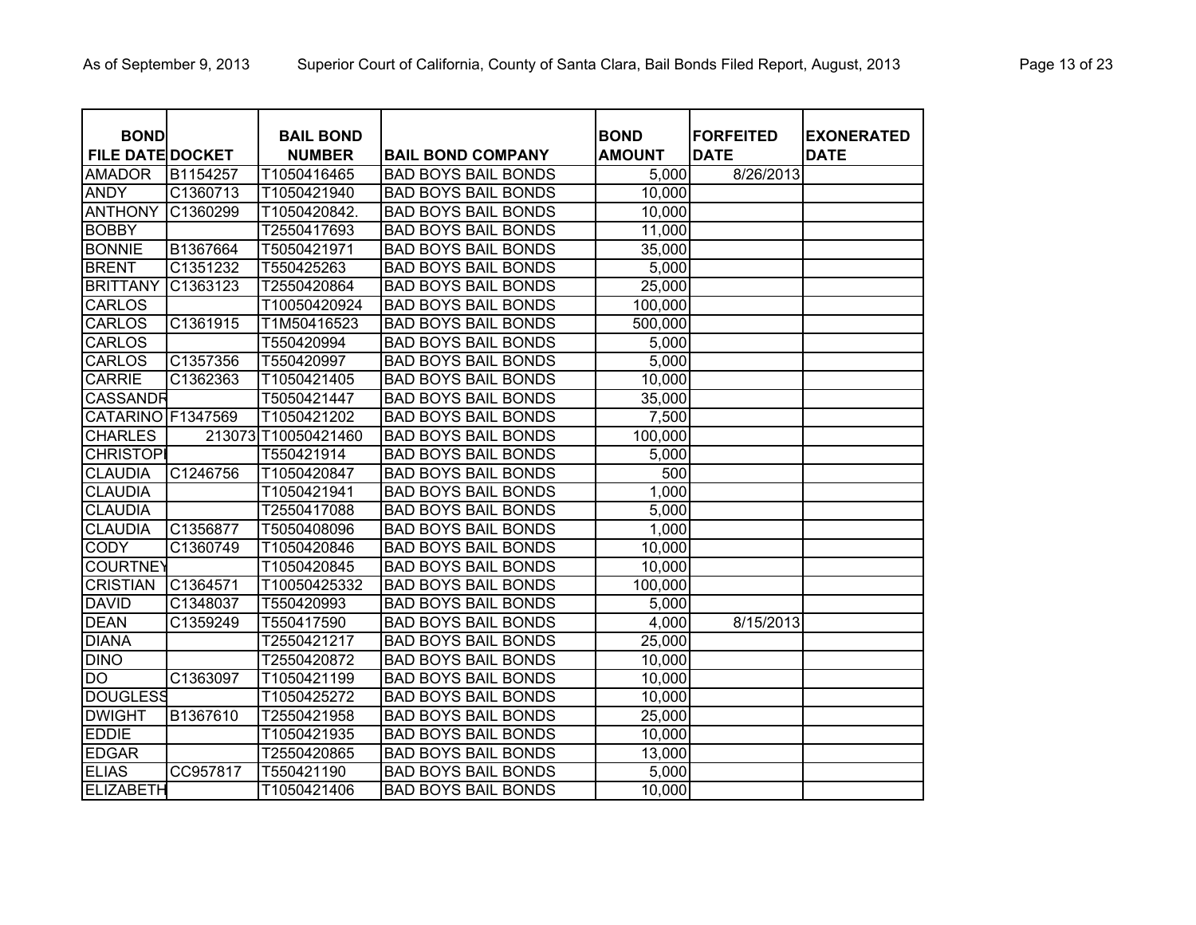| BOND FILE DATE | DOCKET | BAIL BOND NUMBER | BAIL BOND COMPANY | BOND AMOUNT | FORFEITED DATE | EXONERATED DATE |
|---|---|---|---|---|---|---|
| AMADOR | B1154257 | T1050416465 | BAD BOYS BAIL BONDS | 5,000 | 8/26/2013 | |
| ANDY | C1360713 | T1050421940 | BAD BOYS BAIL BONDS | 10,000 | | |
| ANTHONY | C1360299 | T1050420842. | BAD BOYS BAIL BONDS | 10,000 | | |
| BOBBY | | T2550417693 | BAD BOYS BAIL BONDS | 11,000 | | |
| BONNIE | B1367664 | T5050421971 | BAD BOYS BAIL BONDS | 35,000 | | |
| BRENT | C1351232 | T550425263 | BAD BOYS BAIL BONDS | 5,000 | | |
| BRITTANY | C1363123 | T2550420864 | BAD BOYS BAIL BONDS | 25,000 | | |
| CARLOS | | T10050420924 | BAD BOYS BAIL BONDS | 100,000 | | |
| CARLOS | C1361915 | T1M50416523 | BAD BOYS BAIL BONDS | 500,000 | | |
| CARLOS | | T550420994 | BAD BOYS BAIL BONDS | 5,000 | | |
| CARLOS | C1357356 | T550420997 | BAD BOYS BAIL BONDS | 5,000 | | |
| CARRIE | C1362363 | T1050421405 | BAD BOYS BAIL BONDS | 10,000 | | |
| CASSANDR | | T5050421447 | BAD BOYS BAIL BONDS | 35,000 | | |
| CATARINO | F1347569 | T1050421202 | BAD BOYS BAIL BONDS | 7,500 | | |
| CHARLES | 213073 | T10050421460 | BAD BOYS BAIL BONDS | 100,000 | | |
| CHRISTOPI | | T550421914 | BAD BOYS BAIL BONDS | 5,000 | | |
| CLAUDIA | C1246756 | T1050420847 | BAD BOYS BAIL BONDS | 500 | | |
| CLAUDIA | | T1050421941 | BAD BOYS BAIL BONDS | 1,000 | | |
| CLAUDIA | | T2550417088 | BAD BOYS BAIL BONDS | 5,000 | | |
| CLAUDIA | C1356877 | T5050408096 | BAD BOYS BAIL BONDS | 1,000 | | |
| CODY | C1360749 | T1050420846 | BAD BOYS BAIL BONDS | 10,000 | | |
| COURTNEY | | T1050420845 | BAD BOYS BAIL BONDS | 10,000 | | |
| CRISTIAN | C1364571 | T10050425332 | BAD BOYS BAIL BONDS | 100,000 | | |
| DAVID | C1348037 | T550420993 | BAD BOYS BAIL BONDS | 5,000 | | |
| DEAN | C1359249 | T550417590 | BAD BOYS BAIL BONDS | 4,000 | 8/15/2013 | |
| DIANA | | T2550421217 | BAD BOYS BAIL BONDS | 25,000 | | |
| DINO | | T2550420872 | BAD BOYS BAIL BONDS | 10,000 | | |
| DO | C1363097 | T1050421199 | BAD BOYS BAIL BONDS | 10,000 | | |
| DOUGLESS | | T1050425272 | BAD BOYS BAIL BONDS | 10,000 | | |
| DWIGHT | B1367610 | T2550421958 | BAD BOYS BAIL BONDS | 25,000 | | |
| EDDIE | | T1050421935 | BAD BOYS BAIL BONDS | 10,000 | | |
| EDGAR | | T2550420865 | BAD BOYS BAIL BONDS | 13,000 | | |
| ELIAS | CC957817 | T550421190 | BAD BOYS BAIL BONDS | 5,000 | | |
| ELIZABETH | | T1050421406 | BAD BOYS BAIL BONDS | 10,000 | | |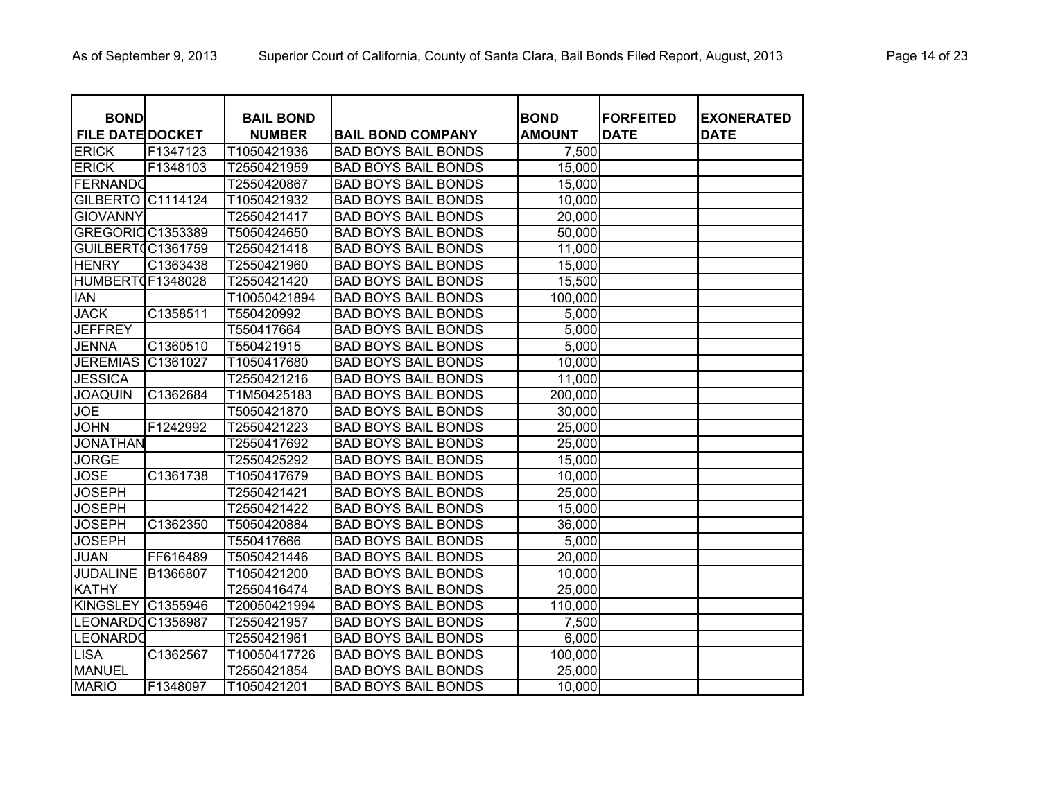| BOND FILE DATE | DOCKET | BAIL BOND NUMBER | BAIL BOND COMPANY | BOND AMOUNT | FORFEITED DATE | EXONERATED DATE |
|---|---|---|---|---|---|---|
| ERICK | F1347123 | T1050421936 | BAD BOYS BAIL BONDS | 7,500 | | |
| ERICK | F1348103 | T2550421959 | BAD BOYS BAIL BONDS | 15,000 | | |
| FERNANDO | | T2550420867 | BAD BOYS BAIL BONDS | 15,000 | | |
| GILBERTO | C1114124 | T1050421932 | BAD BOYS BAIL BONDS | 10,000 | | |
| GIOVANNY | | T2550421417 | BAD BOYS BAIL BONDS | 20,000 | | |
| GREGORIO | C1353389 | T5050424650 | BAD BOYS BAIL BONDS | 50,000 | | |
| GUILBERTO | C1361759 | T2550421418 | BAD BOYS BAIL BONDS | 11,000 | | |
| HENRY | C1363438 | T2550421960 | BAD BOYS BAIL BONDS | 15,000 | | |
| HUMBERTO | F1348028 | T2550421420 | BAD BOYS BAIL BONDS | 15,500 | | |
| IAN | | T10050421894 | BAD BOYS BAIL BONDS | 100,000 | | |
| JACK | C1358511 | T550420992 | BAD BOYS BAIL BONDS | 5,000 | | |
| JEFFREY | | T550417664 | BAD BOYS BAIL BONDS | 5,000 | | |
| JENNA | C1360510 | T550421915 | BAD BOYS BAIL BONDS | 5,000 | | |
| JEREMIAS | C1361027 | T1050417680 | BAD BOYS BAIL BONDS | 10,000 | | |
| JESSICA | | T2550421216 | BAD BOYS BAIL BONDS | 11,000 | | |
| JOAQUIN | C1362684 | T1M50425183 | BAD BOYS BAIL BONDS | 200,000 | | |
| JOE | | T5050421870 | BAD BOYS BAIL BONDS | 30,000 | | |
| JOHN | F1242992 | T2550421223 | BAD BOYS BAIL BONDS | 25,000 | | |
| JONATHAN | | T2550417692 | BAD BOYS BAIL BONDS | 25,000 | | |
| JORGE | | T2550425292 | BAD BOYS BAIL BONDS | 15,000 | | |
| JOSE | C1361738 | T1050417679 | BAD BOYS BAIL BONDS | 10,000 | | |
| JOSEPH | | T2550421421 | BAD BOYS BAIL BONDS | 25,000 | | |
| JOSEPH | | T2550421422 | BAD BOYS BAIL BONDS | 15,000 | | |
| JOSEPH | C1362350 | T5050420884 | BAD BOYS BAIL BONDS | 36,000 | | |
| JOSEPH | | T550417666 | BAD BOYS BAIL BONDS | 5,000 | | |
| JUAN | FF616489 | T5050421446 | BAD BOYS BAIL BONDS | 20,000 | | |
| JUDALINE | B1366807 | T1050421200 | BAD BOYS BAIL BONDS | 10,000 | | |
| KATHY | | T2550416474 | BAD BOYS BAIL BONDS | 25,000 | | |
| KINGSLEY | C1355946 | T20050421994 | BAD BOYS BAIL BONDS | 110,000 | | |
| LEONARDO | C1356987 | T2550421957 | BAD BOYS BAIL BONDS | 7,500 | | |
| LEONARDO | | T2550421961 | BAD BOYS BAIL BONDS | 6,000 | | |
| LISA | C1362567 | T10050417726 | BAD BOYS BAIL BONDS | 100,000 | | |
| MANUEL | | T2550421854 | BAD BOYS BAIL BONDS | 25,000 | | |
| MARIO | F1348097 | T1050421201 | BAD BOYS BAIL BONDS | 10,000 | | |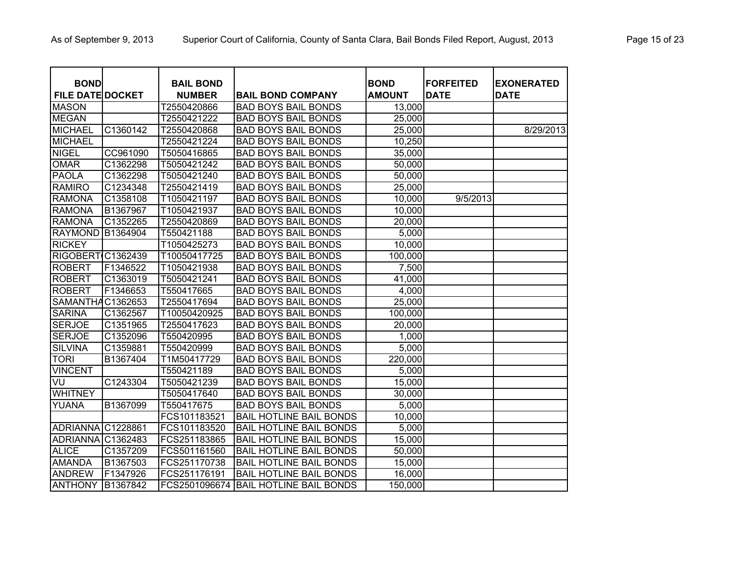| BOND FILE DATE | DOCKET | BAIL BOND NUMBER | BAIL BOND COMPANY | BOND AMOUNT | FORFEITED DATE | EXONERATED DATE |
|---|---|---|---|---|---|---|
| MASON | | T2550420866 | BAD BOYS BAIL BONDS | 13,000 | | |
| MEGAN | | T2550421222 | BAD BOYS BAIL BONDS | 25,000 | | |
| MICHAEL | C1360142 | T2550420868 | BAD BOYS BAIL BONDS | 25,000 | | 8/29/2013 |
| MICHAEL | | T2550421224 | BAD BOYS BAIL BONDS | 10,250 | | |
| NIGEL | CC961090 | T5050416865 | BAD BOYS BAIL BONDS | 35,000 | | |
| OMAR | C1362298 | T5050421242 | BAD BOYS BAIL BONDS | 50,000 | | |
| PAOLA | C1362298 | T5050421240 | BAD BOYS BAIL BONDS | 50,000 | | |
| RAMIRO | C1234348 | T2550421419 | BAD BOYS BAIL BONDS | 25,000 | | |
| RAMONA | C1358108 | T1050421197 | BAD BOYS BAIL BONDS | 10,000 | 9/5/2013 | |
| RAMONA | B1367967 | T1050421937 | BAD BOYS BAIL BONDS | 10,000 | | |
| RAMONA | C1352265 | T2550420869 | BAD BOYS BAIL BONDS | 20,000 | | |
| RAYMOND | B1364904 | T550421188 | BAD BOYS BAIL BONDS | 5,000 | | |
| RICKEY | | T1050425273 | BAD BOYS BAIL BONDS | 10,000 | | |
| RIGOBERT( | C1362439 | T10050417725 | BAD BOYS BAIL BONDS | 100,000 | | |
| ROBERT | F1346522 | T1050421938 | BAD BOYS BAIL BONDS | 7,500 | | |
| ROBERT | C1363019 | T5050421241 | BAD BOYS BAIL BONDS | 41,000 | | |
| ROBERT | F1346653 | T550417665 | BAD BOYS BAIL BONDS | 4,000 | | |
| SAMANTHA | C1362653 | T2550417694 | BAD BOYS BAIL BONDS | 25,000 | | |
| SARINA | C1362567 | T10050420925 | BAD BOYS BAIL BONDS | 100,000 | | |
| SERJOE | C1351965 | T2550417623 | BAD BOYS BAIL BONDS | 20,000 | | |
| SERJOE | C1352096 | T550420995 | BAD BOYS BAIL BONDS | 1,000 | | |
| SILVINA | C1359881 | T550420999 | BAD BOYS BAIL BONDS | 5,000 | | |
| TORI | B1367404 | T1M50417729 | BAD BOYS BAIL BONDS | 220,000 | | |
| VINCENT | | T550421189 | BAD BOYS BAIL BONDS | 5,000 | | |
| VU | C1243304 | T5050421239 | BAD BOYS BAIL BONDS | 15,000 | | |
| WHITNEY | | T5050417640 | BAD BOYS BAIL BONDS | 30,000 | | |
| YUANA | B1367099 | T550417675 | BAD BOYS BAIL BONDS | 5,000 | | |
| | | FCS101183521 | BAIL HOTLINE BAIL BONDS | 10,000 | | |
| ADRIANNA | C1228861 | FCS101183520 | BAIL HOTLINE BAIL BONDS | 5,000 | | |
| ADRIANNA | C1362483 | FCS251183865 | BAIL HOTLINE BAIL BONDS | 15,000 | | |
| ALICE | C1357209 | FCS501161560 | BAIL HOTLINE BAIL BONDS | 50,000 | | |
| AMANDA | B1367503 | FCS251170738 | BAIL HOTLINE BAIL BONDS | 15,000 | | |
| ANDREW | F1347926 | FCS251176191 | BAIL HOTLINE BAIL BONDS | 16,000 | | |
| ANTHONY | B1367842 | FCS2501096674 | BAIL HOTLINE BAIL BONDS | 150,000 | | |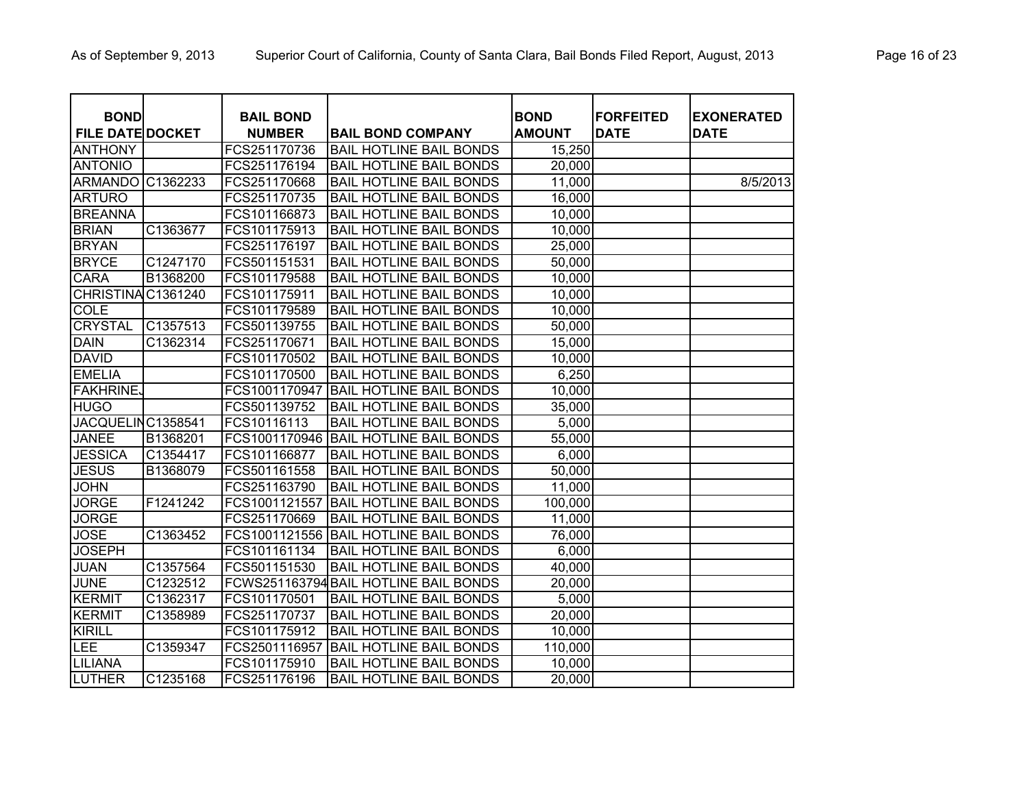| BOND FILE DATE | DOCKET | BAIL BOND NUMBER | BAIL BOND COMPANY | BOND AMOUNT | FORFEITED DATE | EXONERATED DATE |
|---|---|---|---|---|---|---|
| ANTHONY | | FCS251170736 | BAIL HOTLINE BAIL BONDS | 15,250 | | |
| ANTONIO | | FCS251176194 | BAIL HOTLINE BAIL BONDS | 20,000 | | |
| ARMANDO | C1362233 | FCS251170668 | BAIL HOTLINE BAIL BONDS | 11,000 | | 8/5/2013 |
| ARTURO | | FCS251170735 | BAIL HOTLINE BAIL BONDS | 16,000 | | |
| BREANNA | | FCS101166873 | BAIL HOTLINE BAIL BONDS | 10,000 | | |
| BRIAN | C1363677 | FCS101175913 | BAIL HOTLINE BAIL BONDS | 10,000 | | |
| BRYAN | | FCS251176197 | BAIL HOTLINE BAIL BONDS | 25,000 | | |
| BRYCE | C1247170 | FCS501151531 | BAIL HOTLINE BAIL BONDS | 50,000 | | |
| CARA | B1368200 | FCS101179588 | BAIL HOTLINE BAIL BONDS | 10,000 | | |
| CHRISTINA | C1361240 | FCS101175911 | BAIL HOTLINE BAIL BONDS | 10,000 | | |
| COLE | | FCS101179589 | BAIL HOTLINE BAIL BONDS | 10,000 | | |
| CRYSTAL | C1357513 | FCS501139755 | BAIL HOTLINE BAIL BONDS | 50,000 | | |
| DAIN | C1362314 | FCS251170671 | BAIL HOTLINE BAIL BONDS | 15,000 | | |
| DAVID | | FCS101170502 | BAIL HOTLINE BAIL BONDS | 10,000 | | |
| EMELIA | | FCS101170500 | BAIL HOTLINE BAIL BONDS | 6,250 | | |
| FAKHRINEJ | | FCS1001170947 | BAIL HOTLINE BAIL BONDS | 10,000 | | |
| HUGO | | FCS501139752 | BAIL HOTLINE BAIL BONDS | 35,000 | | |
| JACQUELIN | C1358541 | FCS10116113 | BAIL HOTLINE BAIL BONDS | 5,000 | | |
| JANEE | B1368201 | FCS1001170946 | BAIL HOTLINE BAIL BONDS | 55,000 | | |
| JESSICA | C1354417 | FCS101166877 | BAIL HOTLINE BAIL BONDS | 6,000 | | |
| JESUS | B1368079 | FCS501161558 | BAIL HOTLINE BAIL BONDS | 50,000 | | |
| JOHN | | FCS251163790 | BAIL HOTLINE BAIL BONDS | 11,000 | | |
| JORGE | F1241242 | FCS1001121557 | BAIL HOTLINE BAIL BONDS | 100,000 | | |
| JORGE | | FCS251170669 | BAIL HOTLINE BAIL BONDS | 11,000 | | |
| JOSE | C1363452 | FCS1001121556 | BAIL HOTLINE BAIL BONDS | 76,000 | | |
| JOSEPH | | FCS101161134 | BAIL HOTLINE BAIL BONDS | 6,000 | | |
| JUAN | C1357564 | FCS501151530 | BAIL HOTLINE BAIL BONDS | 40,000 | | |
| JUNE | C1232512 | FCWS251163794 | BAIL HOTLINE BAIL BONDS | 20,000 | | |
| KERMIT | C1362317 | FCS101170501 | BAIL HOTLINE BAIL BONDS | 5,000 | | |
| KERMIT | C1358989 | FCS251170737 | BAIL HOTLINE BAIL BONDS | 20,000 | | |
| KIRILL | | FCS101175912 | BAIL HOTLINE BAIL BONDS | 10,000 | | |
| LEE | C1359347 | FCS2501116957 | BAIL HOTLINE BAIL BONDS | 110,000 | | |
| LILIANA | | FCS101175910 | BAIL HOTLINE BAIL BONDS | 10,000 | | |
| LUTHER | C1235168 | FCS251176196 | BAIL HOTLINE BAIL BONDS | 20,000 | | |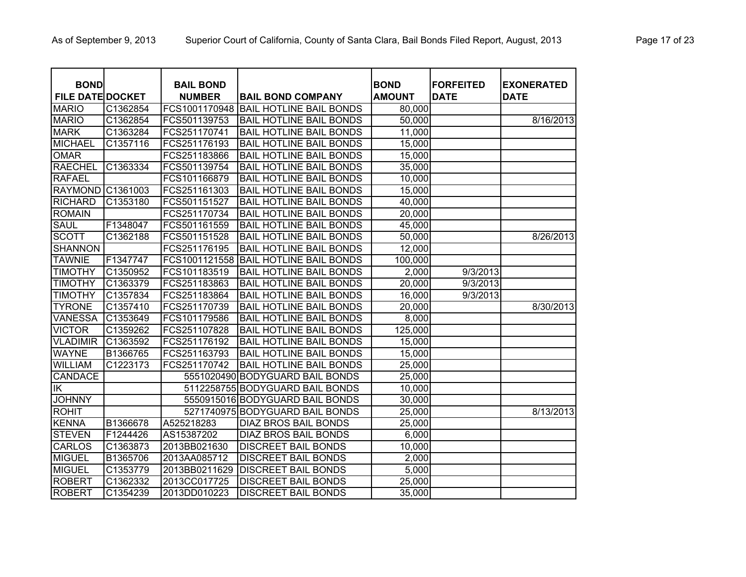| BOND FILE DATE | DOCKET | BAIL BOND NUMBER | BAIL BOND COMPANY | BOND AMOUNT | FORFEITED DATE | EXONERATED DATE |
|---|---|---|---|---|---|---|
| MARIO | C1362854 | FCS1001170948 | BAIL HOTLINE BAIL BONDS | 80,000 | | |
| MARIO | C1362854 | FCS501139753 | BAIL HOTLINE BAIL BONDS | 50,000 | | 8/16/2013 |
| MARK | C1363284 | FCS251170741 | BAIL HOTLINE BAIL BONDS | 11,000 | | |
| MICHAEL | C1357116 | FCS251176193 | BAIL HOTLINE BAIL BONDS | 15,000 | | |
| OMAR | | FCS251183866 | BAIL HOTLINE BAIL BONDS | 15,000 | | |
| RAECHEL | C1363334 | FCS501139754 | BAIL HOTLINE BAIL BONDS | 35,000 | | |
| RAFAEL | | FCS101166879 | BAIL HOTLINE BAIL BONDS | 10,000 | | |
| RAYMOND | C1361003 | FCS251161303 | BAIL HOTLINE BAIL BONDS | 15,000 | | |
| RICHARD | C1353180 | FCS501151527 | BAIL HOTLINE BAIL BONDS | 40,000 | | |
| ROMAIN | | FCS251170734 | BAIL HOTLINE BAIL BONDS | 20,000 | | |
| SAUL | F1348047 | FCS501161559 | BAIL HOTLINE BAIL BONDS | 45,000 | | |
| SCOTT | C1362188 | FCS501151528 | BAIL HOTLINE BAIL BONDS | 50,000 | | 8/26/2013 |
| SHANNON | | FCS251176195 | BAIL HOTLINE BAIL BONDS | 12,000 | | |
| TAWNIE | F1347747 | FCS1001121558 | BAIL HOTLINE BAIL BONDS | 100,000 | | |
| TIMOTHY | C1350952 | FCS101183519 | BAIL HOTLINE BAIL BONDS | 2,000 | 9/3/2013 | |
| TIMOTHY | C1363379 | FCS251183863 | BAIL HOTLINE BAIL BONDS | 20,000 | 9/3/2013 | |
| TIMOTHY | C1357834 | FCS251183864 | BAIL HOTLINE BAIL BONDS | 16,000 | 9/3/2013 | |
| TYRONE | C1357410 | FCS251170739 | BAIL HOTLINE BAIL BONDS | 20,000 | | 8/30/2013 |
| VANESSA | C1353649 | FCS101179586 | BAIL HOTLINE BAIL BONDS | 8,000 | | |
| VICTOR | C1359262 | FCS251107828 | BAIL HOTLINE BAIL BONDS | 125,000 | | |
| VLADIMIR | C1363592 | FCS251176192 | BAIL HOTLINE BAIL BONDS | 15,000 | | |
| WAYNE | B1366765 | FCS251163793 | BAIL HOTLINE BAIL BONDS | 15,000 | | |
| WILLIAM | C1223173 | FCS251170742 | BAIL HOTLINE BAIL BONDS | 25,000 | | |
| CANDACE | | 5551020490 | BODYGUARD BAIL BONDS | 25,000 | | |
| IK | | 5112258755 | BODYGUARD BAIL BONDS | 10,000 | | |
| JOHNNY | | 5550915016 | BODYGUARD BAIL BONDS | 30,000 | | |
| ROHIT | | 5271740975 | BODYGUARD BAIL BONDS | 25,000 | | 8/13/2013 |
| KENNA | B1366678 | A525218283 | DIAZ BROS BAIL BONDS | 25,000 | | |
| STEVEN | F1244426 | AS15387202 | DIAZ BROS BAIL BONDS | 6,000 | | |
| CARLOS | C1363873 | 2013BB021630 | DISCREET BAIL BONDS | 10,000 | | |
| MIGUEL | B1365706 | 2013AA085712 | DISCREET BAIL BONDS | 2,000 | | |
| MIGUEL | C1353779 | 2013BB0211629 | DISCREET BAIL BONDS | 5,000 | | |
| ROBERT | C1362332 | 2013CC017725 | DISCREET BAIL BONDS | 25,000 | | |
| ROBERT | C1354239 | 2013DD010223 | DISCREET BAIL BONDS | 35,000 | | |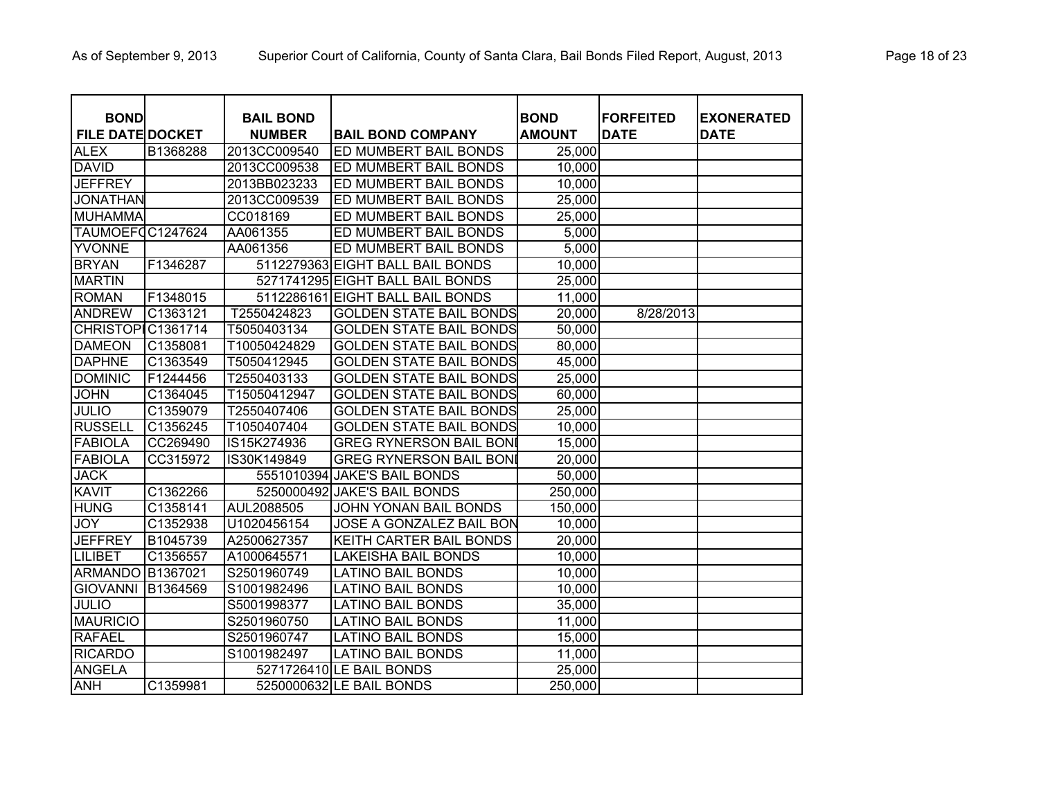| BOND FILE DATE | DOCKET | BAIL BOND NUMBER | BAIL BOND COMPANY | BOND AMOUNT | FORFEITED DATE | EXONERATED DATE |
|---|---|---|---|---|---|---|
| ALEX | B1368288 | 2013CC009540 | ED MUMBERT BAIL BONDS | 25,000 | | |
| DAVID | | 2013CC009538 | ED MUMBERT BAIL BONDS | 10,000 | | |
| JEFFREY | | 2013BB023233 | ED MUMBERT BAIL BONDS | 10,000 | | |
| JONATHAN | | 2013CC009539 | ED MUMBERT BAIL BONDS | 25,000 | | |
| MUHAMMA | | CC018169 | ED MUMBERT BAIL BONDS | 25,000 | | |
| TAUMOEF( | C1247624 | AA061355 | ED MUMBERT BAIL BONDS | 5,000 | | |
| YVONNE | | AA061356 | ED MUMBERT BAIL BONDS | 5,000 | | |
| BRYAN | F1346287 | 5112279363 | EIGHT BALL BAIL BONDS | 10,000 | | |
| MARTIN | | 5271741295 | EIGHT BALL BAIL BONDS | 25,000 | | |
| ROMAN | F1348015 | 5112286161 | EIGHT BALL BAIL BONDS | 11,000 | | |
| ANDREW | C1363121 | T2550424823 | GOLDEN STATE BAIL BONDS | 20,000 | 8/28/2013 | |
| CHRISTOPI | C1361714 | T5050403134 | GOLDEN STATE BAIL BONDS | 50,000 | | |
| DAMEON | C1358081 | T10050424829 | GOLDEN STATE BAIL BONDS | 80,000 | | |
| DAPHNE | C1363549 | T5050412945 | GOLDEN STATE BAIL BONDS | 45,000 | | |
| DOMINIC | F1244456 | T2550403133 | GOLDEN STATE BAIL BONDS | 25,000 | | |
| JOHN | C1364045 | T15050412947 | GOLDEN STATE BAIL BONDS | 60,000 | | |
| JULIO | C1359079 | T2550407406 | GOLDEN STATE BAIL BONDS | 25,000 | | |
| RUSSELL | C1356245 | T1050407404 | GOLDEN STATE BAIL BONDS | 10,000 | | |
| FABIOLA | CC269490 | IS15K274936 | GREG RYNERSON BAIL BONI | 15,000 | | |
| FABIOLA | CC315972 | IS30K149849 | GREG RYNERSON BAIL BONI | 20,000 | | |
| JACK | | 5551010394 | JAKE'S BAIL BONDS | 50,000 | | |
| KAVIT | C1362266 | 5250000492 | JAKE'S BAIL BONDS | 250,000 | | |
| HUNG | C1358141 | AUL2088505 | JOHN YONAN BAIL BONDS | 150,000 | | |
| JOY | C1352938 | U1020456154 | JOSE A GONZALEZ BAIL BON | 10,000 | | |
| JEFFREY | B1045739 | A2500627357 | KEITH CARTER BAIL BONDS | 20,000 | | |
| LILIBET | C1356557 | A1000645571 | LAKEISHA BAIL BONDS | 10,000 | | |
| ARMANDO | B1367021 | S2501960749 | LATINO BAIL BONDS | 10,000 | | |
| GIOVANNI | B1364569 | S1001982496 | LATINO BAIL BONDS | 10,000 | | |
| JULIO | | S5001998377 | LATINO BAIL BONDS | 35,000 | | |
| MAURICIO | | S2501960750 | LATINO BAIL BONDS | 11,000 | | |
| RAFAEL | | S2501960747 | LATINO BAIL BONDS | 15,000 | | |
| RICARDO | | S1001982497 | LATINO BAIL BONDS | 11,000 | | |
| ANGELA | | 5271726410 | LE BAIL BONDS | 25,000 | | |
| ANH | C1359981 | 5250000632 | LE BAIL BONDS | 250,000 | | |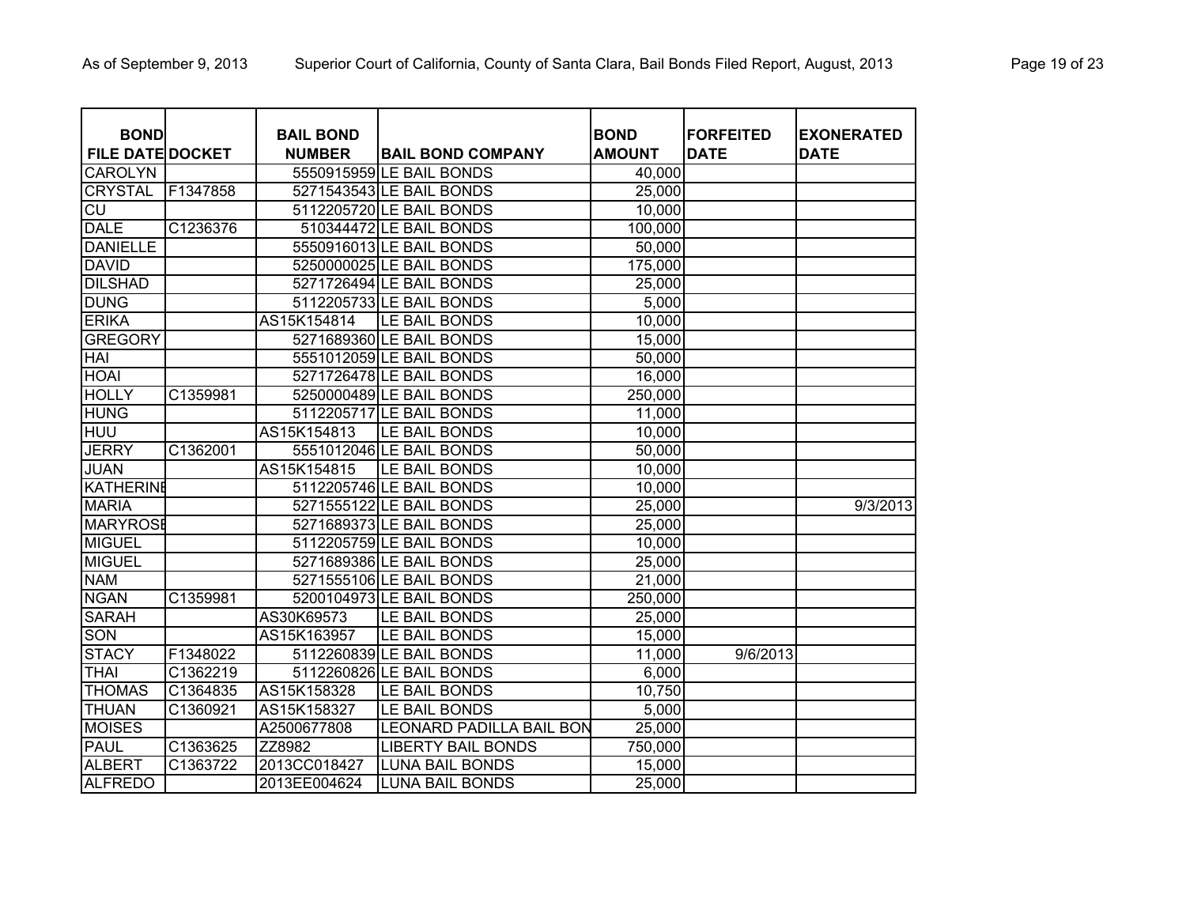| BOND FILE DATE | DOCKET | BAIL BOND NUMBER | BAIL BOND COMPANY | BOND AMOUNT | FORFEITED DATE | EXONERATED DATE |
|---|---|---|---|---|---|---|
| CAROLYN | | 5550915959 | LE BAIL BONDS | 40,000 | | |
| CRYSTAL | F1347858 | 5271543543 | LE BAIL BONDS | 25,000 | | |
| CU | | 5112205720 | LE BAIL BONDS | 10,000 | | |
| DALE | C1236376 | 510344472 | LE BAIL BONDS | 100,000 | | |
| DANIELLE | | 5550916013 | LE BAIL BONDS | 50,000 | | |
| DAVID | | 5250000025 | LE BAIL BONDS | 175,000 | | |
| DILSHAD | | 5271726494 | LE BAIL BONDS | 25,000 | | |
| DUNG | | 5112205733 | LE BAIL BONDS | 5,000 | | |
| ERIKA | | AS15K154814 | LE BAIL BONDS | 10,000 | | |
| GREGORY | | 5271689360 | LE BAIL BONDS | 15,000 | | |
| HAI | | 5551012059 | LE BAIL BONDS | 50,000 | | |
| HOAI | | 5271726478 | LE BAIL BONDS | 16,000 | | |
| HOLLY | C1359981 | 5250000489 | LE BAIL BONDS | 250,000 | | |
| HUNG | | 5112205717 | LE BAIL BONDS | 11,000 | | |
| HUU | | AS15K154813 | LE BAIL BONDS | 10,000 | | |
| JERRY | C1362001 | 5551012046 | LE BAIL BONDS | 50,000 | | |
| JUAN | | AS15K154815 | LE BAIL BONDS | 10,000 | | |
| KATHERINE | | 5112205746 | LE BAIL BONDS | 10,000 | | |
| MARIA | | 5271555122 | LE BAIL BONDS | 25,000 | | 9/3/2013 |
| MARYROSE | | 5271689373 | LE BAIL BONDS | 25,000 | | |
| MIGUEL | | 5112205759 | LE BAIL BONDS | 10,000 | | |
| MIGUEL | | 5271689386 | LE BAIL BONDS | 25,000 | | |
| NAM | | 5271555106 | LE BAIL BONDS | 21,000 | | |
| NGAN | C1359981 | 5200104973 | LE BAIL BONDS | 250,000 | | |
| SARAH | | AS30K69573 | LE BAIL BONDS | 25,000 | | |
| SON | | AS15K163957 | LE BAIL BONDS | 15,000 | | |
| STACY | F1348022 | 5112260839 | LE BAIL BONDS | 11,000 | 9/6/2013 | |
| THAI | C1362219 | 5112260826 | LE BAIL BONDS | 6,000 | | |
| THOMAS | C1364835 | AS15K158328 | LE BAIL BONDS | 10,750 | | |
| THUAN | C1360921 | AS15K158327 | LE BAIL BONDS | 5,000 | | |
| MOISES | | A2500677808 | LEONARD PADILLA BAIL BON | 25,000 | | |
| PAUL | C1363625 | ZZ8982 | LIBERTY BAIL BONDS | 750,000 | | |
| ALBERT | C1363722 | 2013CC018427 | LUNA BAIL BONDS | 15,000 | | |
| ALFREDO | | 2013EE004624 | LUNA BAIL BONDS | 25,000 | | |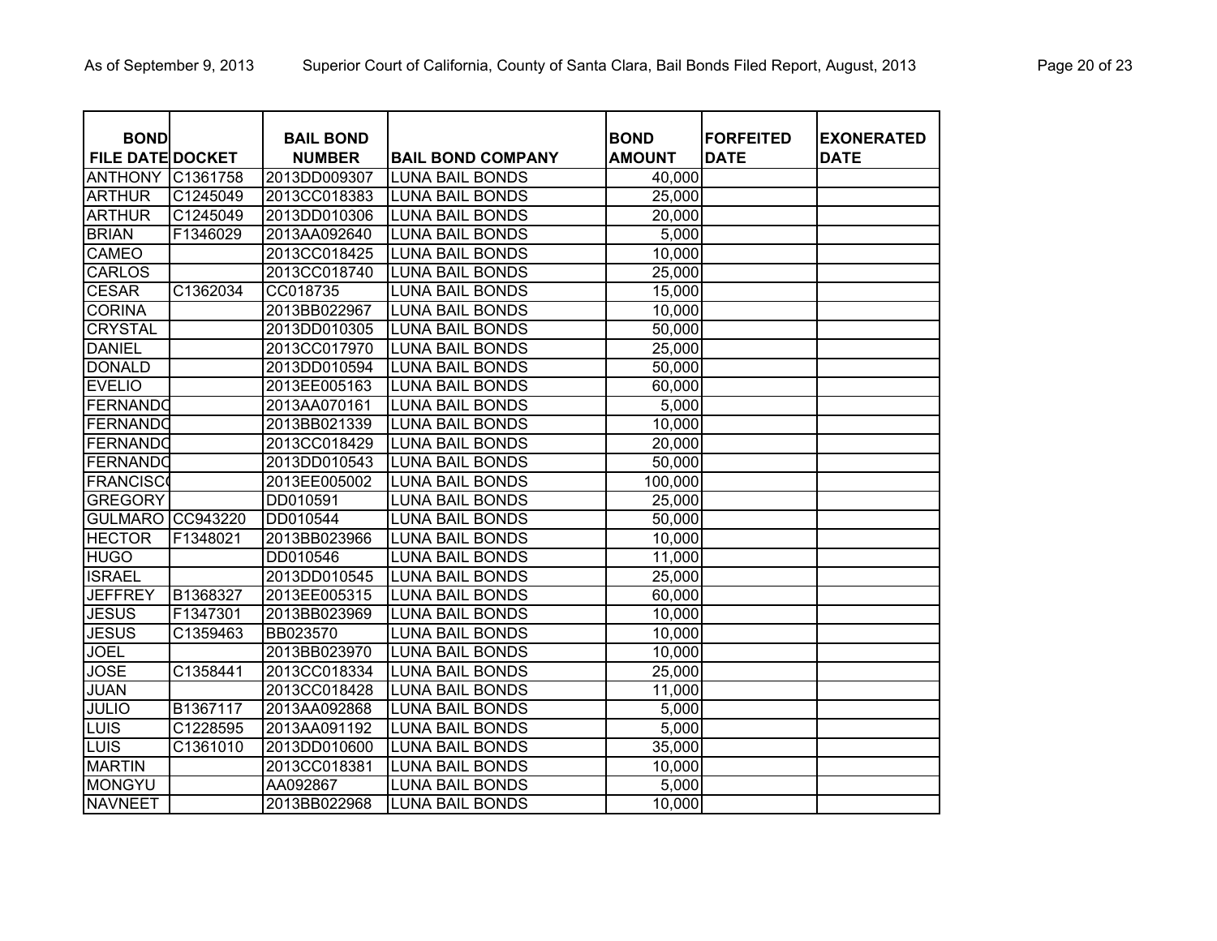| BOND FILE DATE | DOCKET | BAIL BOND NUMBER | BAIL BOND COMPANY | BOND AMOUNT | FORFEITED DATE | EXONERATED DATE |
|---|---|---|---|---|---|---|
| ANTHONY | C1361758 | 2013DD009307 | LUNA BAIL BONDS | 40,000 | | |
| ARTHUR | C1245049 | 2013CC018383 | LUNA BAIL BONDS | 25,000 | | |
| ARTHUR | C1245049 | 2013DD010306 | LUNA BAIL BONDS | 20,000 | | |
| BRIAN | F1346029 | 2013AA092640 | LUNA BAIL BONDS | 5,000 | | |
| CAMEO | | 2013CC018425 | LUNA BAIL BONDS | 10,000 | | |
| CARLOS | | 2013CC018740 | LUNA BAIL BONDS | 25,000 | | |
| CESAR | C1362034 | CC018735 | LUNA BAIL BONDS | 15,000 | | |
| CORINA | | 2013BB022967 | LUNA BAIL BONDS | 10,000 | | |
| CRYSTAL | | 2013DD010305 | LUNA BAIL BONDS | 50,000 | | |
| DANIEL | | 2013CC017970 | LUNA BAIL BONDS | 25,000 | | |
| DONALD | | 2013DD010594 | LUNA BAIL BONDS | 50,000 | | |
| EVELIO | | 2013EE005163 | LUNA BAIL BONDS | 60,000 | | |
| FERNANDO | | 2013AA070161 | LUNA BAIL BONDS | 5,000 | | |
| FERNANDO | | 2013BB021339 | LUNA BAIL BONDS | 10,000 | | |
| FERNANDO | | 2013CC018429 | LUNA BAIL BONDS | 20,000 | | |
| FERNANDO | | 2013DD010543 | LUNA BAIL BONDS | 50,000 | | |
| FRANCISCO | | 2013EE005002 | LUNA BAIL BONDS | 100,000 | | |
| GREGORY | | DD010591 | LUNA BAIL BONDS | 25,000 | | |
| GULMARO | CC943220 | DD010544 | LUNA BAIL BONDS | 50,000 | | |
| HECTOR | F1348021 | 2013BB023966 | LUNA BAIL BONDS | 10,000 | | |
| HUGO | | DD010546 | LUNA BAIL BONDS | 11,000 | | |
| ISRAEL | | 2013DD010545 | LUNA BAIL BONDS | 25,000 | | |
| JEFFREY | B1368327 | 2013EE005315 | LUNA BAIL BONDS | 60,000 | | |
| JESUS | F1347301 | 2013BB023969 | LUNA BAIL BONDS | 10,000 | | |
| JESUS | C1359463 | BB023570 | LUNA BAIL BONDS | 10,000 | | |
| JOEL | | 2013BB023970 | LUNA BAIL BONDS | 10,000 | | |
| JOSE | C1358441 | 2013CC018334 | LUNA BAIL BONDS | 25,000 | | |
| JUAN | | 2013CC018428 | LUNA BAIL BONDS | 11,000 | | |
| JULIO | B1367117 | 2013AA092868 | LUNA BAIL BONDS | 5,000 | | |
| LUIS | C1228595 | 2013AA091192 | LUNA BAIL BONDS | 5,000 | | |
| LUIS | C1361010 | 2013DD010600 | LUNA BAIL BONDS | 35,000 | | |
| MARTIN | | 2013CC018381 | LUNA BAIL BONDS | 10,000 | | |
| MONGYU | | AA092867 | LUNA BAIL BONDS | 5,000 | | |
| NAVNEET | | 2013BB022968 | LUNA BAIL BONDS | 10,000 | | |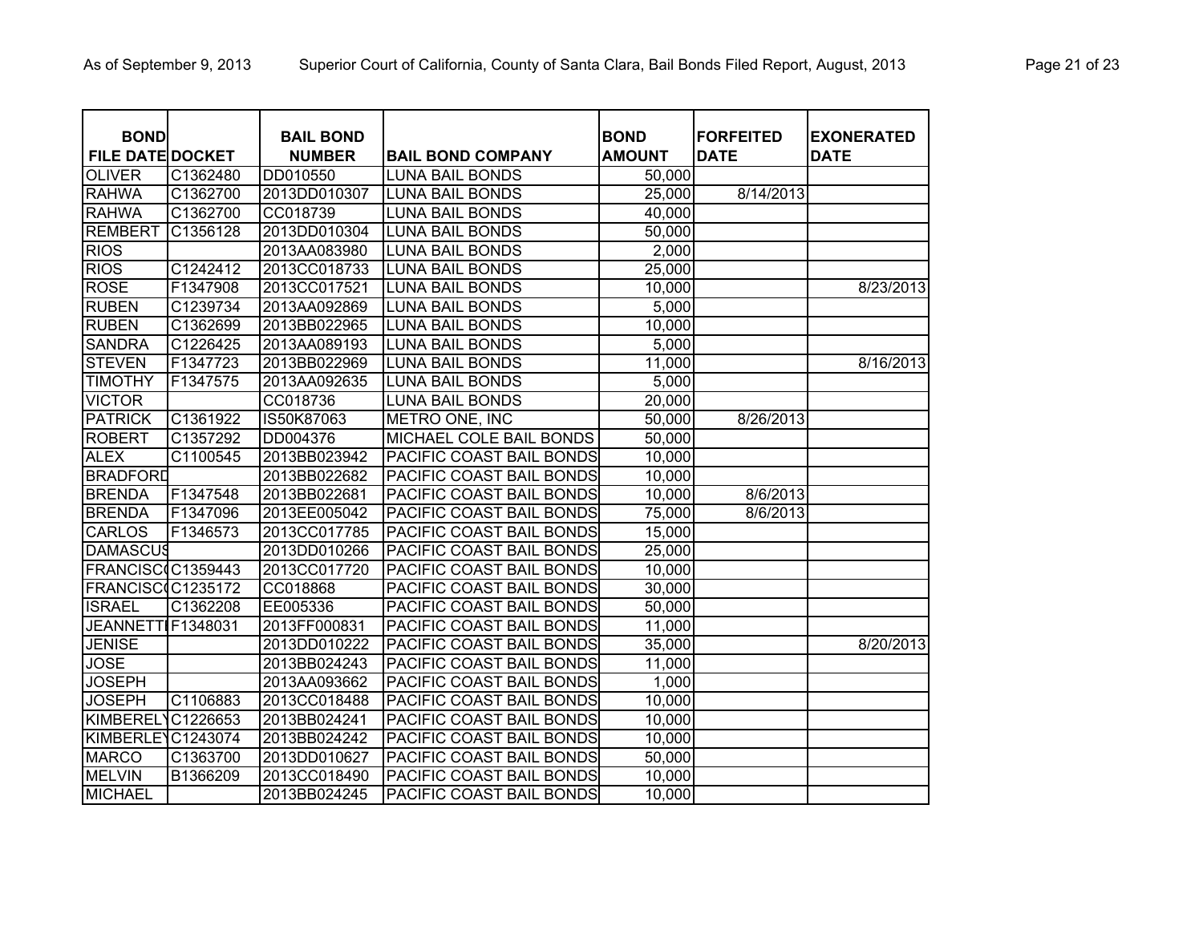| BOND FILE DATE | DOCKET | BAIL BOND NUMBER | BAIL BOND COMPANY | BOND AMOUNT | FORFEITED DATE | EXONERATED DATE |
|---|---|---|---|---|---|---|
| OLIVER | C1362480 | DD010550 | LUNA BAIL BONDS | 50,000 | | |
| RAHWA | C1362700 | 2013DD010307 | LUNA BAIL BONDS | 25,000 | 8/14/2013 | |
| RAHWA | C1362700 | CC018739 | LUNA BAIL BONDS | 40,000 | | |
| REMBERT | C1356128 | 2013DD010304 | LUNA BAIL BONDS | 50,000 | | |
| RIOS | | 2013AA083980 | LUNA BAIL BONDS | 2,000 | | |
| RIOS | C1242412 | 2013CC018733 | LUNA BAIL BONDS | 25,000 | | |
| ROSE | F1347908 | 2013CC017521 | LUNA BAIL BONDS | 10,000 | | 8/23/2013 |
| RUBEN | C1239734 | 2013AA092869 | LUNA BAIL BONDS | 5,000 | | |
| RUBEN | C1362699 | 2013BB022965 | LUNA BAIL BONDS | 10,000 | | |
| SANDRA | C1226425 | 2013AA089193 | LUNA BAIL BONDS | 5,000 | | |
| STEVEN | F1347723 | 2013BB022969 | LUNA BAIL BONDS | 11,000 | | 8/16/2013 |
| TIMOTHY | F1347575 | 2013AA092635 | LUNA BAIL BONDS | 5,000 | | |
| VICTOR | | CC018736 | LUNA BAIL BONDS | 20,000 | | |
| PATRICK | C1361922 | IS50K87063 | METRO ONE, INC | 50,000 | 8/26/2013 | |
| ROBERT | C1357292 | DD004376 | MICHAEL COLE BAIL BONDS | 50,000 | | |
| ALEX | C1100545 | 2013BB023942 | PACIFIC COAST BAIL BONDS | 10,000 | | |
| BRADFORD | | 2013BB022682 | PACIFIC COAST BAIL BONDS | 10,000 | | |
| BRENDA | F1347548 | 2013BB022681 | PACIFIC COAST BAIL BONDS | 10,000 | 8/6/2013 | |
| BRENDA | F1347096 | 2013EE005042 | PACIFIC COAST BAIL BONDS | 75,000 | 8/6/2013 | |
| CARLOS | F1346573 | 2013CC017785 | PACIFIC COAST BAIL BONDS | 15,000 | | |
| DAMASCUS | | 2013DD010266 | PACIFIC COAST BAIL BONDS | 25,000 | | |
| FRANCISCO | C1359443 | 2013CC017720 | PACIFIC COAST BAIL BONDS | 10,000 | | |
| FRANCISCO | C1235172 | CC018868 | PACIFIC COAST BAIL BONDS | 30,000 | | |
| ISRAEL | C1362208 | EE005336 | PACIFIC COAST BAIL BONDS | 50,000 | | |
| JEANNETTE | F1348031 | 2013FF000831 | PACIFIC COAST BAIL BONDS | 11,000 | | |
| JENISE | | 2013DD010222 | PACIFIC COAST BAIL BONDS | 35,000 | | 8/20/2013 |
| JOSE | | 2013BB024243 | PACIFIC COAST BAIL BONDS | 11,000 | | |
| JOSEPH | | 2013AA093662 | PACIFIC COAST BAIL BONDS | 1,000 | | |
| JOSEPH | C1106883 | 2013CC018488 | PACIFIC COAST BAIL BONDS | 10,000 | | |
| KIMBERELY | C1226653 | 2013BB024241 | PACIFIC COAST BAIL BONDS | 10,000 | | |
| KIMBERLEY | C1243074 | 2013BB024242 | PACIFIC COAST BAIL BONDS | 10,000 | | |
| MARCO | C1363700 | 2013DD010627 | PACIFIC COAST BAIL BONDS | 50,000 | | |
| MELVIN | B1366209 | 2013CC018490 | PACIFIC COAST BAIL BONDS | 10,000 | | |
| MICHAEL | | 2013BB024245 | PACIFIC COAST BAIL BONDS | 10,000 | | |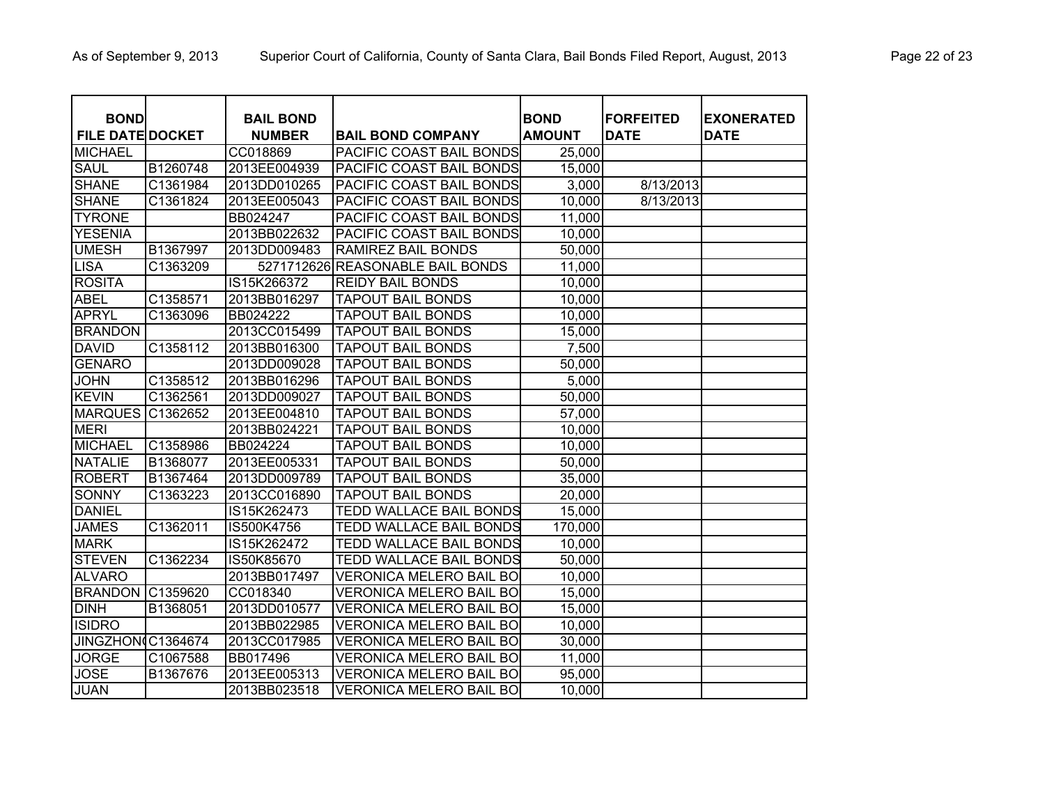| BOND FILE DATE | DOCKET | BAIL BOND NUMBER | BAIL BOND COMPANY | BOND AMOUNT | FORFEITED DATE | EXONERATED DATE |
|---|---|---|---|---|---|---|
| MICHAEL | | CC018869 | PACIFIC COAST BAIL BONDS | 25,000 | | |
| SAUL | B1260748 | 2013EE004939 | PACIFIC COAST BAIL BONDS | 15,000 | | |
| SHANE | C1361984 | 2013DD010265 | PACIFIC COAST BAIL BONDS | 3,000 | 8/13/2013 | |
| SHANE | C1361824 | 2013EE005043 | PACIFIC COAST BAIL BONDS | 10,000 | 8/13/2013 | |
| TYRONE | | BB024247 | PACIFIC COAST BAIL BONDS | 11,000 | | |
| YESENIA | | 2013BB022632 | PACIFIC COAST BAIL BONDS | 10,000 | | |
| UMESH | B1367997 | 2013DD009483 | RAMIREZ BAIL BONDS | 50,000 | | |
| LISA | C1363209 | 5271712626 | REASONABLE BAIL BONDS | 11,000 | | |
| ROSITA | | IS15K266372 | REIDY BAIL BONDS | 10,000 | | |
| ABEL | C1358571 | 2013BB016297 | TAPOUT BAIL BONDS | 10,000 | | |
| APRYL | C1363096 | BB024222 | TAPOUT BAIL BONDS | 10,000 | | |
| BRANDON | | 2013CC015499 | TAPOUT BAIL BONDS | 15,000 | | |
| DAVID | C1358112 | 2013BB016300 | TAPOUT BAIL BONDS | 7,500 | | |
| GENARO | | 2013DD009028 | TAPOUT BAIL BONDS | 50,000 | | |
| JOHN | C1358512 | 2013BB016296 | TAPOUT BAIL BONDS | 5,000 | | |
| KEVIN | C1362561 | 2013DD009027 | TAPOUT BAIL BONDS | 50,000 | | |
| MARQUES | C1362652 | 2013EE004810 | TAPOUT BAIL BONDS | 57,000 | | |
| MERI | | 2013BB024221 | TAPOUT BAIL BONDS | 10,000 | | |
| MICHAEL | C1358986 | BB024224 | TAPOUT BAIL BONDS | 10,000 | | |
| NATALIE | B1368077 | 2013EE005331 | TAPOUT BAIL BONDS | 50,000 | | |
| ROBERT | B1367464 | 2013DD009789 | TAPOUT BAIL BONDS | 35,000 | | |
| SONNY | C1363223 | 2013CC016890 | TAPOUT BAIL BONDS | 20,000 | | |
| DANIEL | | IS15K262473 | TEDD WALLACE BAIL BONDS | 15,000 | | |
| JAMES | C1362011 | IS500K4756 | TEDD WALLACE BAIL BONDS | 170,000 | | |
| MARK | | IS15K262472 | TEDD WALLACE BAIL BONDS | 10,000 | | |
| STEVEN | C1362234 | IS50K85670 | TEDD WALLACE BAIL BONDS | 50,000 | | |
| ALVARO | | 2013BB017497 | VERONICA MELERO BAIL BO | 10,000 | | |
| BRANDON | C1359620 | CC018340 | VERONICA MELERO BAIL BO | 15,000 | | |
| DINH | B1368051 | 2013DD010577 | VERONICA MELERO BAIL BO | 15,000 | | |
| ISIDRO | | 2013BB022985 | VERONICA MELERO BAIL BO | 10,000 | | |
| JINGZHON | C1364674 | 2013CC017985 | VERONICA MELERO BAIL BO | 30,000 | | |
| JORGE | C1067588 | BB017496 | VERONICA MELERO BAIL BO | 11,000 | | |
| JOSE | B1367676 | 2013EE005313 | VERONICA MELERO BAIL BO | 95,000 | | |
| JUAN | | 2013BB023518 | VERONICA MELERO BAIL BO | 10,000 | | |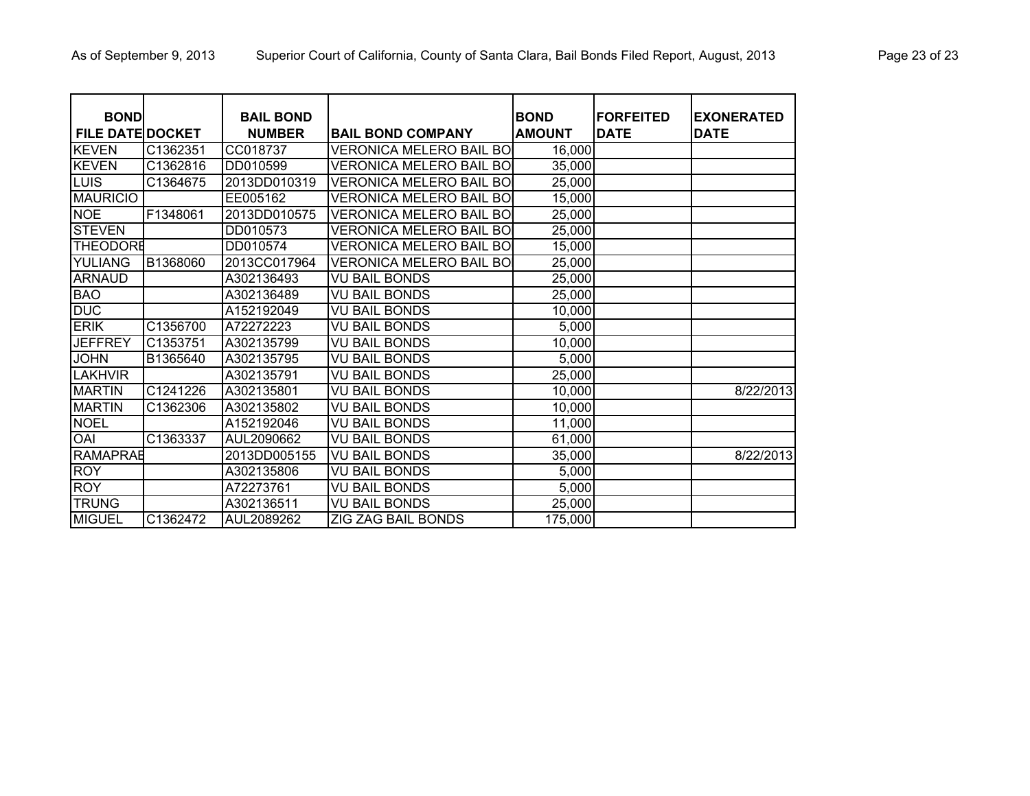| BOND FILE DATE | DOCKET | BAIL BOND NUMBER | BAIL BOND COMPANY | BOND AMOUNT | FORFEITED DATE | EXONERATED DATE |
|---|---|---|---|---|---|---|
| KEVEN | C1362351 | CC018737 | VERONICA MELERO BAIL BO | 16,000 | | |
| KEVEN | C1362816 | DD010599 | VERONICA MELERO BAIL BO | 35,000 | | |
| LUIS | C1364675 | 2013DD010319 | VERONICA MELERO BAIL BO | 25,000 | | |
| MAURICIO | | EE005162 | VERONICA MELERO BAIL BO | 15,000 | | |
| NOE | F1348061 | 2013DD010575 | VERONICA MELERO BAIL BO | 25,000 | | |
| STEVEN | | DD010573 | VERONICA MELERO BAIL BO | 25,000 | | |
| THEODORE | | DD010574 | VERONICA MELERO BAIL BO | 15,000 | | |
| YULIANG | B1368060 | 2013CC017964 | VERONICA MELERO BAIL BO | 25,000 | | |
| ARNAUD | | A302136493 | VU BAIL BONDS | 25,000 | | |
| BAO | | A302136489 | VU BAIL BONDS | 25,000 | | |
| DUC | | A152192049 | VU BAIL BONDS | 10,000 | | |
| ERIK | C1356700 | A72272223 | VU BAIL BONDS | 5,000 | | |
| JEFFREY | C1353751 | A302135799 | VU BAIL BONDS | 10,000 | | |
| JOHN | B1365640 | A302135795 | VU BAIL BONDS | 5,000 | | |
| LAKHVIR | | A302135791 | VU BAIL BONDS | 25,000 | | |
| MARTIN | C1241226 | A302135801 | VU BAIL BONDS | 10,000 | | 8/22/2013 |
| MARTIN | C1362306 | A302135802 | VU BAIL BONDS | 10,000 | | |
| NOEL | | A152192046 | VU BAIL BONDS | 11,000 | | |
| OAI | C1363337 | AUL2090662 | VU BAIL BONDS | 61,000 | | |
| RAMAPRAE | | 2013DD005155 | VU BAIL BONDS | 35,000 | | 8/22/2013 |
| ROY | | A302135806 | VU BAIL BONDS | 5,000 | | |
| ROY | | A72273761 | VU BAIL BONDS | 5,000 | | |
| TRUNG | | A302136511 | VU BAIL BONDS | 25,000 | | |
| MIGUEL | C1362472 | AUL2089262 | ZIG ZAG BAIL BONDS | 175,000 | | |